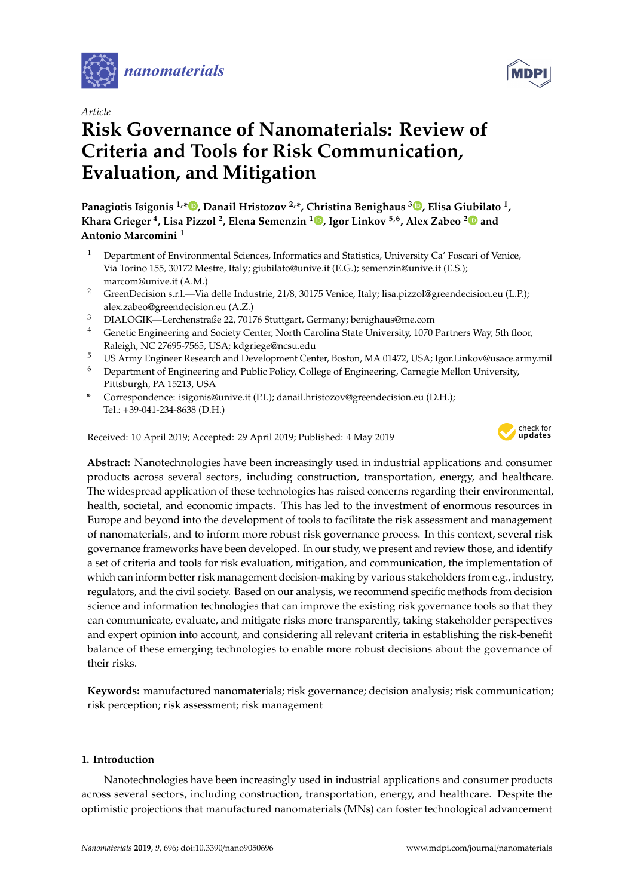*nanomaterials*

*Article*

# Risk Governance of Nanomaterials: Review of Criteria and Tools for Risk Communication, Evaluation, and Mitigation

**Panagiotis Isigonis [1,*], Danail Hristozov [2,*], Christina Benighaus [3], Elisa Giubilato [1], Khara Grieger [4], Lisa Pizzol [2], Elena Semenzin [1], Igor Linkov [5,6], Alex Zabeo [2] and Antonio Marcomini [1]**

[1] Department of Environmental Sciences, Informatics and Statistics, University Ca' Foscari of Venice, Via Torino 155, 30172 Mestre, Italy; giubilato@unive.it (E.G.); semenzin@unive.it (E.S.); marcom@unive.it (A.M.)

[2] GreenDecision s.r.l.—Via delle Industrie, 21/8, 30175 Venice, Italy; lisa.pizzol@greendecision.eu (L.P.); alex.zabeo@greendecision.eu (A.Z.)

[3] DIALOGIK—Lerchenstraße 22, 70176 Stuttgart, Germany; benighaus@me.com

[4] Genetic Engineering and Society Center, North Carolina State University, 1070 Partners Way, 5th floor, Raleigh, NC 27695-7565, USA; kdgriege@ncsu.edu

[5] US Army Engineer Research and Development Center, Boston, MA 01472, USA; Igor.Linkov@usace.army.mil

[6] Department of Engineering and Public Policy, College of Engineering, Carnegie Mellon University, Pittsburgh, PA 15213, USA

\* Correspondence: isigonis@unive.it (P.I.); danail.hristozov@greendecision.eu (D.H.); Tel.: +39-041-234-8638 (D.H.)

Received: 10 April 2019; Accepted: 29 April 2019; Published: 4 May 2019

**Abstract:** Nanotechnologies have been increasingly used in industrial applications and consumer products across several sectors, including construction, transportation, energy, and healthcare. The widespread application of these technologies has raised concerns regarding their environmental, health, societal, and economic impacts. This has led to the investment of enormous resources in Europe and beyond into the development of tools to facilitate the risk assessment and management of nanomaterials, and to inform more robust risk governance process. In this context, several risk governance frameworks have been developed. In our study, we present and review those, and identify a set of criteria and tools for risk evaluation, mitigation, and communication, the implementation of which can inform better risk management decision-making by various stakeholders from e.g., industry, regulators, and the civil society. Based on our analysis, we recommend specific methods from decision science and information technologies that can improve the existing risk governance tools so that they can communicate, evaluate, and mitigate risks more transparently, taking stakeholder perspectives and expert opinion into account, and considering all relevant criteria in establishing the risk-benefit balance of these emerging technologies to enable more robust decisions about the governance of their risks.

**Keywords:** manufactured nanomaterials; risk governance; decision analysis; risk communication; risk perception; risk assessment; risk management

## 1. Introduction

Nanotechnologies have been increasingly used in industrial applications and consumer products across several sectors, including construction, transportation, energy, and healthcare. Despite the optimistic projections that manufactured nanomaterials (MNs) can foster technological advancement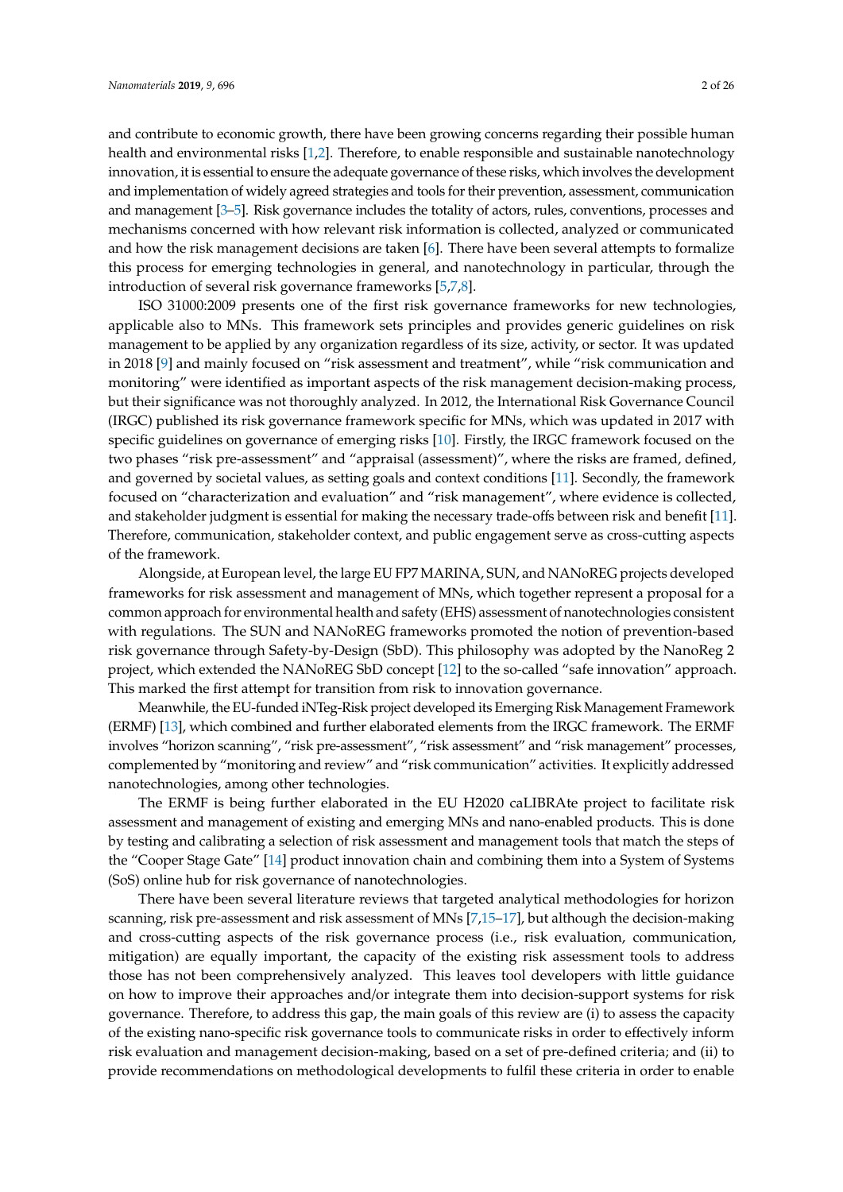and contribute to economic growth, there have been growing concerns regarding their possible human health and environmental risks [1,2]. Therefore, to enable responsible and sustainable nanotechnology innovation, it is essential to ensure the adequate governance of these risks, which involves the development and implementation of widely agreed strategies and tools for their prevention, assessment, communication and management [3–5]. Risk governance includes the totality of actors, rules, conventions, processes and mechanisms concerned with how relevant risk information is collected, analyzed or communicated and how the risk management decisions are taken [6]. There have been several attempts to formalize this process for emerging technologies in general, and nanotechnology in particular, through the introduction of several risk governance frameworks [5,7,8].

ISO 31000:2009 presents one of the first risk governance frameworks for new technologies, applicable also to MNs. This framework sets principles and provides generic guidelines on risk management to be applied by any organization regardless of its size, activity, or sector. It was updated in 2018 [9] and mainly focused on "risk assessment and treatment", while "risk communication and monitoring" were identified as important aspects of the risk management decision-making process, but their significance was not thoroughly analyzed. In 2012, the International Risk Governance Council (IRGC) published its risk governance framework specific for MNs, which was updated in 2017 with specific guidelines on governance of emerging risks [10]. Firstly, the IRGC framework focused on the two phases "risk pre-assessment" and "appraisal (assessment)", where the risks are framed, defined, and governed by societal values, as setting goals and context conditions [11]. Secondly, the framework focused on "characterization and evaluation" and "risk management", where evidence is collected, and stakeholder judgment is essential for making the necessary trade-offs between risk and benefit [11]. Therefore, communication, stakeholder context, and public engagement serve as cross-cutting aspects of the framework.

Alongside, at European level, the large EU FP7 MARINA, SUN, and NANoREG projects developed frameworks for risk assessment and management of MNs, which together represent a proposal for a common approach for environmental health and safety (EHS) assessment of nanotechnologies consistent with regulations. The SUN and NANoREG frameworks promoted the notion of prevention-based risk governance through Safety-by-Design (SbD). This philosophy was adopted by the NanoReg 2 project, which extended the NANoREG SbD concept [12] to the so-called "safe innovation" approach. This marked the first attempt for transition from risk to innovation governance.

Meanwhile, the EU-funded iNTeg-Risk project developed its Emerging Risk Management Framework (ERMF) [13], which combined and further elaborated elements from the IRGC framework. The ERMF involves "horizon scanning", "risk pre-assessment", "risk assessment" and "risk management" processes, complemented by "monitoring and review" and "risk communication" activities. It explicitly addressed nanotechnologies, among other technologies.

The ERMF is being further elaborated in the EU H2020 caLIBRAte project to facilitate risk assessment and management of existing and emerging MNs and nano-enabled products. This is done by testing and calibrating a selection of risk assessment and management tools that match the steps of the "Cooper Stage Gate" [14] product innovation chain and combining them into a System of Systems (SoS) online hub for risk governance of nanotechnologies.

There have been several literature reviews that targeted analytical methodologies for horizon scanning, risk pre-assessment and risk assessment of MNs [7,15–17], but although the decision-making and cross-cutting aspects of the risk governance process (i.e., risk evaluation, communication, mitigation) are equally important, the capacity of the existing risk assessment tools to address those has not been comprehensively analyzed. This leaves tool developers with little guidance on how to improve their approaches and/or integrate them into decision-support systems for risk governance. Therefore, to address this gap, the main goals of this review are (i) to assess the capacity of the existing nano-specific risk governance tools to communicate risks in order to effectively inform risk evaluation and management decision-making, based on a set of pre-defined criteria; and (ii) to provide recommendations on methodological developments to fulfil these criteria in order to enable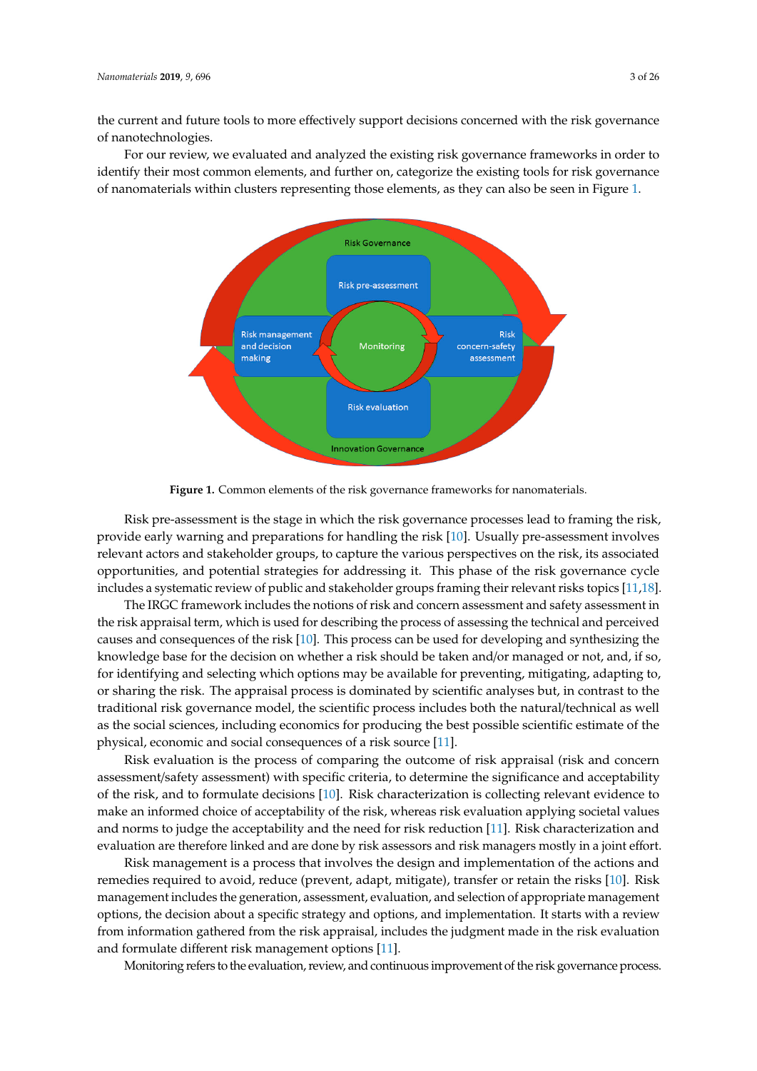the current and future tools to more effectively support decisions concerned with the risk governance of nanotechnologies.

For our review, we evaluated and analyzed the existing risk governance frameworks in order to identify their most common elements, and further on, categorize the existing tools for risk governance of nanomaterials within clusters representing those elements, as they can also be seen in Figure 1.

Risk Governance

Risk pre-assessment

Risk management and decision making

Monitoring

Risk concern-safety assessment

Risk evaluation

Innovation Governance

**Figure 1.** Common elements of the risk governance frameworks for nanomaterials.

Risk pre-assessment is the stage in which the risk governance processes lead to framing the risk, provide early warning and preparations for handling the risk [10]. Usually pre-assessment involves relevant actors and stakeholder groups, to capture the various perspectives on the risk, its associated opportunities, and potential strategies for addressing it. This phase of the risk governance cycle includes a systematic review of public and stakeholder groups framing their relevant risks topics [11,18].

The IRGC framework includes the notions of risk and concern assessment and safety assessment in the risk appraisal term, which is used for describing the process of assessing the technical and perceived causes and consequences of the risk [10]. This process can be used for developing and synthesizing the knowledge base for the decision on whether a risk should be taken and/or managed or not, and, if so, for identifying and selecting which options may be available for preventing, mitigating, adapting to, or sharing the risk. The appraisal process is dominated by scientific analyses but, in contrast to the traditional risk governance model, the scientific process includes both the natural/technical as well as the social sciences, including economics for producing the best possible scientific estimate of the physical, economic and social consequences of a risk source [11].

Risk evaluation is the process of comparing the outcome of risk appraisal (risk and concern assessment/safety assessment) with specific criteria, to determine the significance and acceptability of the risk, and to formulate decisions [10]. Risk characterization is collecting relevant evidence to make an informed choice of acceptability of the risk, whereas risk evaluation applying societal values and norms to judge the acceptability and the need for risk reduction [11]. Risk characterization and evaluation are therefore linked and are done by risk assessors and risk managers mostly in a joint effort.

Risk management is a process that involves the design and implementation of the actions and remedies required to avoid, reduce (prevent, adapt, mitigate), transfer or retain the risks [10]. Risk management includes the generation, assessment, evaluation, and selection of appropriate management options, the decision about a specific strategy and options, and implementation. It starts with a review from information gathered from the risk appraisal, includes the judgment made in the risk evaluation and formulate different risk management options [11].

Monitoring refers to the evaluation, review, and continuous improvement of the risk governance process.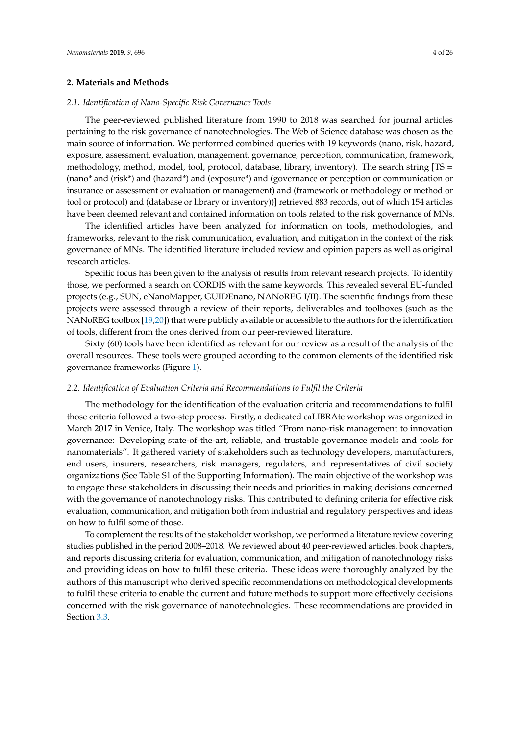## 2. Materials and Methods

### 2.1. *Identification of Nano-Specific Risk Governance Tools*

The peer-reviewed published literature from 1990 to 2018 was searched for journal articles pertaining to the risk governance of nanotechnologies. The Web of Science database was chosen as the main source of information. We performed combined queries with 19 keywords (nano, risk, hazard, exposure, assessment, evaluation, management, governance, perception, communication, framework, methodology, method, model, tool, protocol, database, library, inventory). The search string [TS = (nano* and (risk*) and (hazard*) and (exposure*) and (governance or perception or communication or insurance or assessment or evaluation or management) and (framework or methodology or method or tool or protocol) and (database or library or inventory))] retrieved 883 records, out of which 154 articles have been deemed relevant and contained information on tools related to the risk governance of MNs.

The identified articles have been analyzed for information on tools, methodologies, and frameworks, relevant to the risk communication, evaluation, and mitigation in the context of the risk governance of MNs. The identified literature included review and opinion papers as well as original research articles.

Specific focus has been given to the analysis of results from relevant research projects. To identify those, we performed a search on CORDIS with the same keywords. This revealed several EU-funded projects (e.g., SUN, eNanoMapper, GUIDEnano, NANoREG I/II). The scientific findings from these projects were assessed through a review of their reports, deliverables and toolboxes (such as the NANoREG toolbox [19,20]) that were publicly available or accessible to the authors for the identification of tools, different from the ones derived from our peer-reviewed literature.

Sixty (60) tools have been identified as relevant for our review as a result of the analysis of the overall resources. These tools were grouped according to the common elements of the identified risk governance frameworks (Figure 1).

### 2.2. *Identification of Evaluation Criteria and Recommendations to Fulfil the Criteria*

The methodology for the identification of the evaluation criteria and recommendations to fulfil those criteria followed a two-step process. Firstly, a dedicated caLIBRAte workshop was organized in March 2017 in Venice, Italy. The workshop was titled "From nano-risk management to innovation governance: Developing state-of-the-art, reliable, and trustable governance models and tools for nanomaterials". It gathered variety of stakeholders such as technology developers, manufacturers, end users, insurers, researchers, risk managers, regulators, and representatives of civil society organizations (See Table S1 of the Supporting Information). The main objective of the workshop was to engage these stakeholders in discussing their needs and priorities in making decisions concerned with the governance of nanotechnology risks. This contributed to defining criteria for effective risk evaluation, communication, and mitigation both from industrial and regulatory perspectives and ideas on how to fulfil some of those.

To complement the results of the stakeholder workshop, we performed a literature review covering studies published in the period 2008–2018. We reviewed about 40 peer-reviewed articles, book chapters, and reports discussing criteria for evaluation, communication, and mitigation of nanotechnology risks and providing ideas on how to fulfil these criteria. These ideas were thoroughly analyzed by the authors of this manuscript who derived specific recommendations on methodological developments to fulfil these criteria to enable the current and future methods to support more effectively decisions concerned with the risk governance of nanotechnologies. These recommendations are provided in Section 3.3.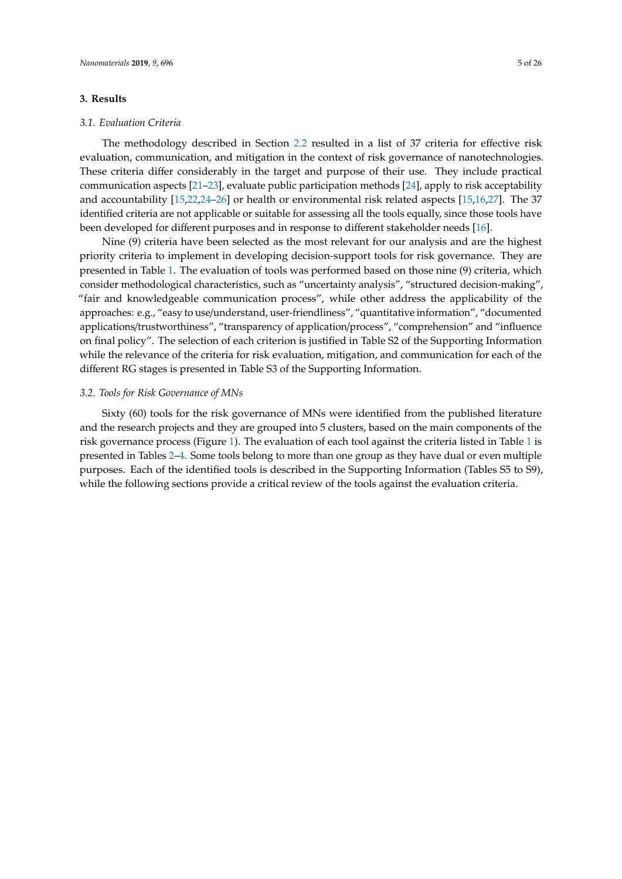## 3. Results

### 3.1. Evaluation Criteria

The methodology described in Section 2.2 resulted in a list of 37 criteria for effective risk evaluation, communication, and mitigation in the context of risk governance of nanotechnologies. These criteria differ considerably in the target and purpose of their use. They include practical communication aspects [21–23], evaluate public participation methods [24], apply to risk acceptability and accountability [15,22,24–26] or health or environmental risk related aspects [15,16,27]. The 37 identified criteria are not applicable or suitable for assessing all the tools equally, since those tools have been developed for different purposes and in response to different stakeholder needs [16].

Nine (9) criteria have been selected as the most relevant for our analysis and are the highest priority criteria to implement in developing decision-support tools for risk governance. They are presented in Table 1. The evaluation of tools was performed based on those nine (9) criteria, which consider methodological characteristics, such as "uncertainty analysis", "structured decision-making", "fair and knowledgeable communication process", while other address the applicability of the approaches: e.g., "easy to use/understand, user-friendliness", "quantitative information", "documented applications/trustworthiness", "transparency of application/process", "comprehension" and "influence on final policy". The selection of each criterion is justified in Table S2 of the Supporting Information while the relevance of the criteria for risk evaluation, mitigation, and communication for each of the different RG stages is presented in Table S3 of the Supporting Information.

### 3.2. Tools for Risk Governance of MNs

Sixty (60) tools for the risk governance of MNs were identified from the published literature and the research projects and they are grouped into 5 clusters, based on the main components of the risk governance process (Figure 1). The evaluation of each tool against the criteria listed in Table 1 is presented in Tables 2–4. Some tools belong to more than one group as they have dual or even multiple purposes. Each of the identified tools is described in the Supporting Information (Tables S5 to S9), while the following sections provide a critical review of the tools against the evaluation criteria.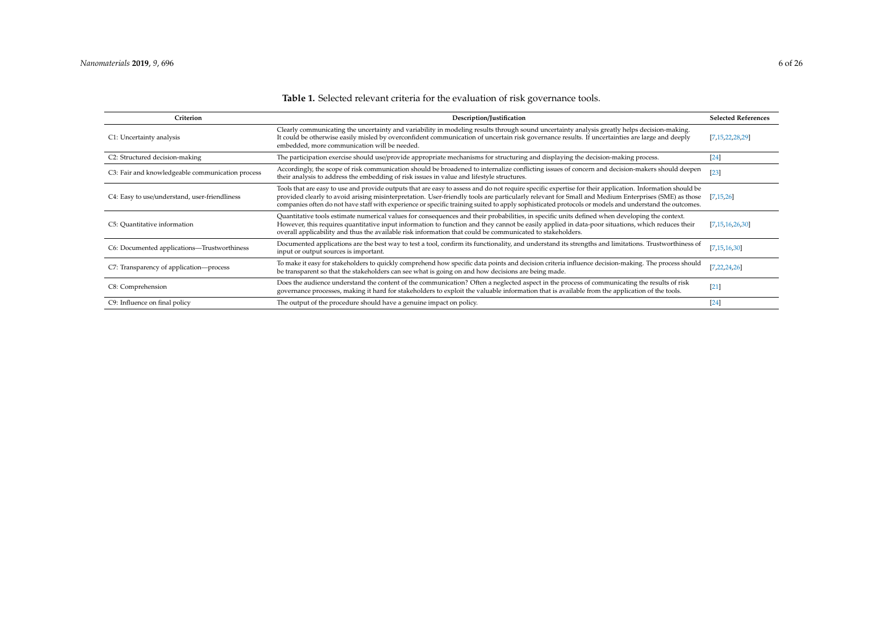**Table 1.** Selected relevant criteria for the evaluation of risk governance tools.

| Criterion | Description/Justification | Selected References |
| --- | --- | --- |
| C1: Uncertainty analysis | Clearly communicating the uncertainty and variability in modeling results through sound uncertainty analysis greatly helps decision-making. It could be otherwise easily misled by overconfident communication of uncertain risk governance results. If uncertainties are large and deeply embedded, more communication will be needed. | [7,15,22,28,29] |
| C2: Structured decision-making | The participation exercise should use/provide appropriate mechanisms for structuring and displaying the decision-making process. | [24] |
| C3: Fair and knowledgeable communication process | Accordingly, the scope of risk communication should be broadened to internalize conflicting issues of concern and decision-makers should deepen their analysis to address the embedding of risk issues in value and lifestyle structures. | [23] |
| C4: Easy to use/understand, user-friendliness | Tools that are easy to use and provide outputs that are easy to assess and do not require specific expertise for their application. Information should be provided clearly to avoid arising misinterpretation. User-friendly tools are particularly relevant for Small and Medium Enterprises (SME) as those companies often do not have staff with experience or specific training suited to apply sophisticated protocols or models and understand the outcomes. | [7,15,26] |
| C5: Quantitative information | Quantitative tools estimate numerical values for consequences and their probabilities, in specific units defined when developing the context. However, this requires quantitative input information to function and they cannot be easily applied in data-poor situations, which reduces their overall applicability and thus the available risk information that could be communicated to stakeholders. | [7,15,16,26,30] |
| C6: Documented applications—Trustworthiness | Documented applications are the best way to test a tool, confirm its functionality, and understand its strengths and limitations. Trustworthiness of input or output sources is important. | [7,15,16,30] |
| C7: Transparency of application—process | To make it easy for stakeholders to quickly comprehend how specific data points and decision criteria influence decision-making. The process should be transparent so that the stakeholders can see what is going on and how decisions are being made. | [7,22,24,26] |
| C8: Comprehension | Does the audience understand the content of the communication? Often a neglected aspect in the process of communicating the results of risk governance processes, making it hard for stakeholders to exploit the valuable information that is available from the application of the tools. | [21] |
| C9: Influence on final policy | The output of the procedure should have a genuine impact on policy. | [24] |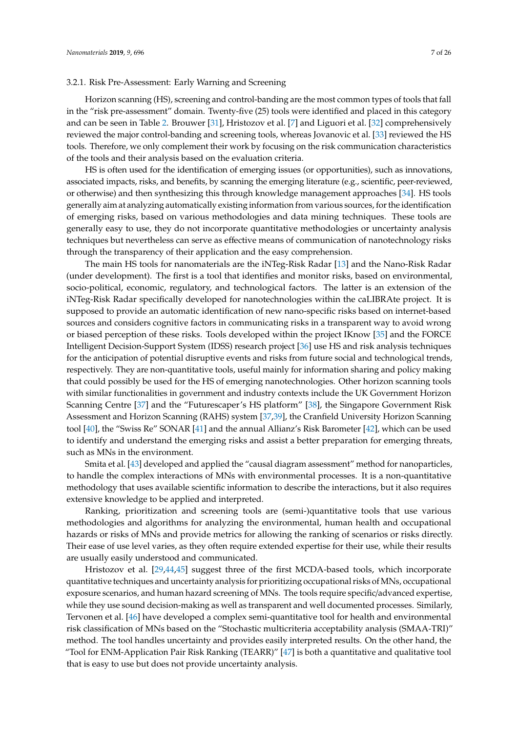#### 3.2.1. Risk Pre-Assessment: Early Warning and Screening

Horizon scanning (HS), screening and control-banding are the most common types of tools that fall in the "risk pre-assessment" domain. Twenty-five (25) tools were identified and placed in this category and can be seen in Table 2. Brouwer [31], Hristozov et al. [7] and Liguori et al. [32] comprehensively reviewed the major control-banding and screening tools, whereas Jovanovic et al. [33] reviewed the HS tools. Therefore, we only complement their work by focusing on the risk communication characteristics of the tools and their analysis based on the evaluation criteria.

HS is often used for the identification of emerging issues (or opportunities), such as innovations, associated impacts, risks, and benefits, by scanning the emerging literature (e.g., scientific, peer-reviewed, or otherwise) and then synthesizing this through knowledge management approaches [34]. HS tools generally aim at analyzing automatically existing information from various sources, for the identification of emerging risks, based on various methodologies and data mining techniques. These tools are generally easy to use, they do not incorporate quantitative methodologies or uncertainty analysis techniques but nevertheless can serve as effective means of communication of nanotechnology risks through the transparency of their application and the easy comprehension.

The main HS tools for nanomaterials are the iNTeg-Risk Radar [13] and the Nano-Risk Radar (under development). The first is a tool that identifies and monitor risks, based on environmental, socio-political, economic, regulatory, and technological factors. The latter is an extension of the iNTeg-Risk Radar specifically developed for nanotechnologies within the caLIBRAte project. It is supposed to provide an automatic identification of new nano-specific risks based on internet-based sources and considers cognitive factors in communicating risks in a transparent way to avoid wrong or biased perception of these risks. Tools developed within the project IKnow [35] and the FORCE Intelligent Decision-Support System (IDSS) research project [36] use HS and risk analysis techniques for the anticipation of potential disruptive events and risks from future social and technological trends, respectively. They are non-quantitative tools, useful mainly for information sharing and policy making that could possibly be used for the HS of emerging nanotechnologies. Other horizon scanning tools with similar functionalities in government and industry contexts include the UK Government Horizon Scanning Centre [37] and the "Futurescaper's HS platform" [38], the Singapore Government Risk Assessment and Horizon Scanning (RAHS) system [37,39], the Cranfield University Horizon Scanning tool [40], the "Swiss Re" SONAR [41] and the annual Allianz's Risk Barometer [42], which can be used to identify and understand the emerging risks and assist a better preparation for emerging threats, such as MNs in the environment.

Smita et al. [43] developed and applied the "causal diagram assessment" method for nanoparticles, to handle the complex interactions of MNs with environmental processes. It is a non-quantitative methodology that uses available scientific information to describe the interactions, but it also requires extensive knowledge to be applied and interpreted.

Ranking, prioritization and screening tools are (semi-)quantitative tools that use various methodologies and algorithms for analyzing the environmental, human health and occupational hazards or risks of MNs and provide metrics for allowing the ranking of scenarios or risks directly. Their ease of use level varies, as they often require extended expertise for their use, while their results are usually easily understood and communicated.

Hristozov et al. [29,44,45] suggest three of the first MCDA-based tools, which incorporate quantitative techniques and uncertainty analysis for prioritizing occupational risks of MNs, occupational exposure scenarios, and human hazard screening of MNs. The tools require specific/advanced expertise, while they use sound decision-making as well as transparent and well documented processes. Similarly, Tervonen et al. [46] have developed a complex semi-quantitative tool for health and environmental risk classification of MNs based on the "Stochastic multicriteria acceptability analysis (SMAA-TRI)" method. The tool handles uncertainty and provides easily interpreted results. On the other hand, the "Tool for ENM-Application Pair Risk Ranking (TEARR)" [47] is both a quantitative and qualitative tool that is easy to use but does not provide uncertainty analysis.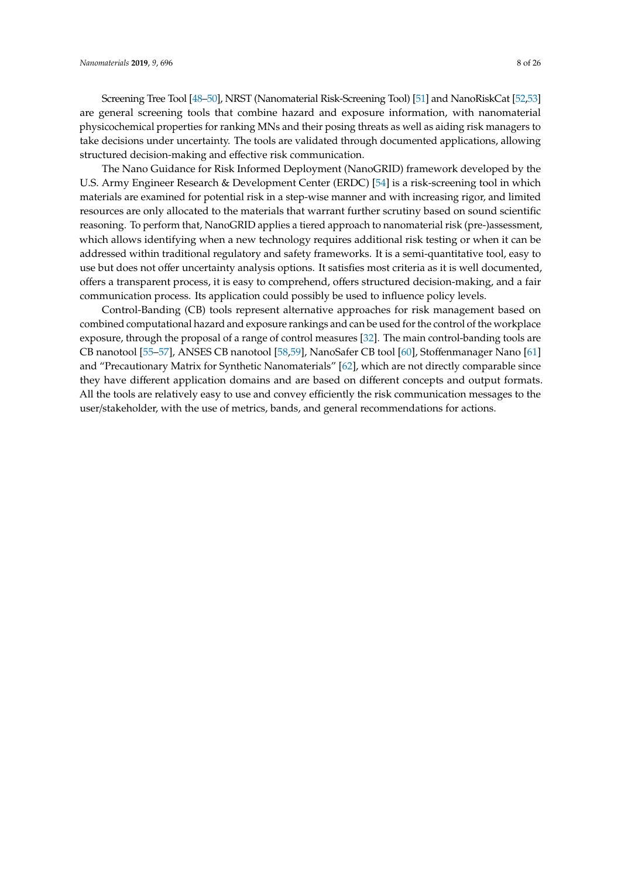Screening Tree Tool [48–50], NRST (Nanomaterial Risk-Screening Tool) [51] and NanoRiskCat [52,53] are general screening tools that combine hazard and exposure information, with nanomaterial physicochemical properties for ranking MNs and their posing threats as well as aiding risk managers to take decisions under uncertainty. The tools are validated through documented applications, allowing structured decision-making and effective risk communication.

The Nano Guidance for Risk Informed Deployment (NanoGRID) framework developed by the U.S. Army Engineer Research & Development Center (ERDC) [54] is a risk-screening tool in which materials are examined for potential risk in a step-wise manner and with increasing rigor, and limited resources are only allocated to the materials that warrant further scrutiny based on sound scientific reasoning. To perform that, NanoGRID applies a tiered approach to nanomaterial risk (pre-)assessment, which allows identifying when a new technology requires additional risk testing or when it can be addressed within traditional regulatory and safety frameworks. It is a semi-quantitative tool, easy to use but does not offer uncertainty analysis options. It satisfies most criteria as it is well documented, offers a transparent process, it is easy to comprehend, offers structured decision-making, and a fair communication process. Its application could possibly be used to influence policy levels.

Control-Banding (CB) tools represent alternative approaches for risk management based on combined computational hazard and exposure rankings and can be used for the control of the workplace exposure, through the proposal of a range of control measures [32]. The main control-banding tools are CB nanotool [55–57], ANSES CB nanotool [58,59], NanoSafer CB tool [60], Stoffenmanager Nano [61] and "Precautionary Matrix for Synthetic Nanomaterials" [62], which are not directly comparable since they have different application domains and are based on different concepts and output formats. All the tools are relatively easy to use and convey efficiently the risk communication messages to the user/stakeholder, with the use of metrics, bands, and general recommendations for actions.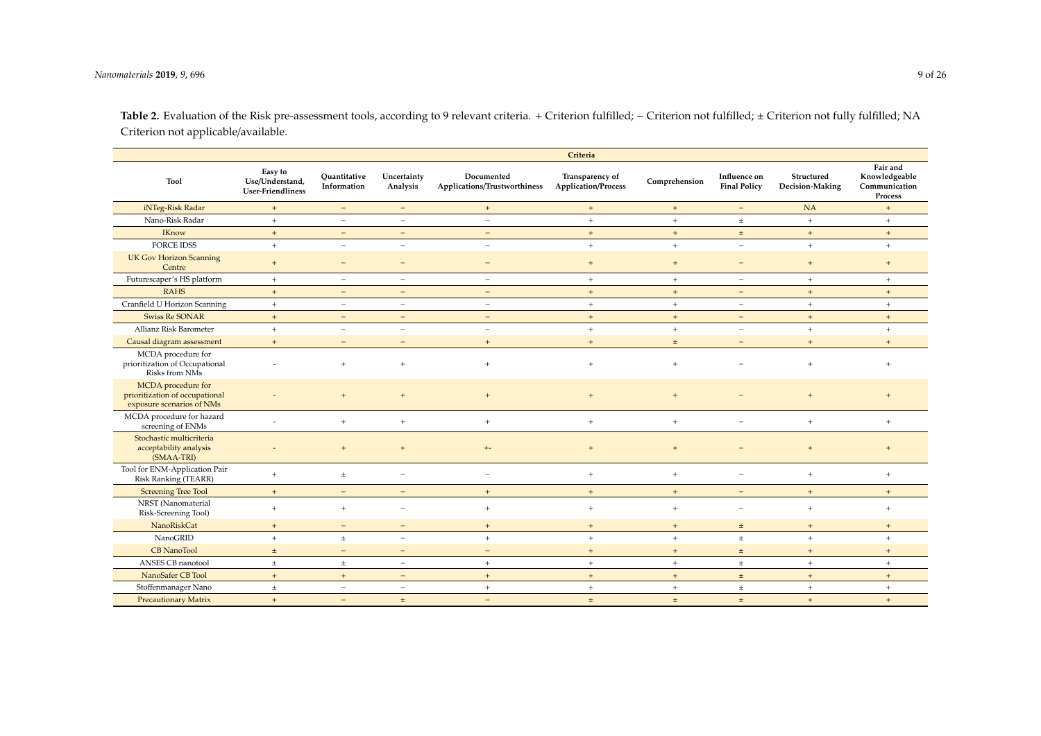**Table 2.** Evaluation of the Risk pre-assessment tools, according to 9 relevant criteria. + Criterion fulfilled; − Criterion not fulfilled; ± Criterion not fully fulfilled; NA Criterion not applicable/available.

| | Criteria | | | | | | | | |
|---|---|---|---|---|---|---|---|---|---|
| **Tool** | **Easy to Use/Understand, User-Friendliness** | **Quantitative Information** | **Uncertainty Analysis** | **Documented Applications/Trustworthiness** | **Transparency of Application/Process** | **Comprehension** | **Influence on Final Policy** | **Structured Decision-Making** | **Fair and Knowledgeable Communication Process** |
| iNTeg-Risk Radar | + | − | − | + | + | + | − | NA | + |
| Nano-Risk Radar | + | − | − | − | + | + | ± | + | + |
| IKnow | + | − | − | − | + | + | ± | + | + |
| FORCE IDSS | + | − | − | − | + | + | − | + | + |
| UK Gov Horizon Scanning Centre | + | − | − | − | + | + | − | + | + |
| Futurescaper's HS platform | + | − | − | − | + | + | − | + | + |
| RAHS | + | − | − | − | + | + | − | + | + |
| Cranfield U Horizon Scanning | + | − | − | − | + | + | − | + | + |
| Swiss Re SONAR | + | − | − | − | + | + | − | + | + |
| Allianz Risk Barometer | + | − | − | − | + | + | − | + | + |
| Causal diagram assessment | + | − | − | + | + | ± | − | + | + |
| MCDA procedure for prioritization of Occupational Risks from NMs | - | + | + | + | + | + | − | + | + |
| MCDA procedure for prioritization of occupational exposure scenarios of NMs | - | + | + | + | + | + | − | + | + |
| MCDA procedure for hazard screening of ENMs | - | + | + | + | + | + | − | + | + |
| Stochastic multicriteria acceptability analysis (SMAA-TRI) | - | + | + | +- | + | + | − | + | + |
| Tool for ENM-Application Pair Risk Ranking (TEARR) | + | ± | − | − | + | + | − | + | + |
| Screening Tree Tool | + | − | − | + | + | + | − | + | + |
| NRST (Nanomaterial Risk-Screening Tool) | + | + | − | + | + | + | − | + | + |
| NanoRiskCat | + | − | − | + | + | + | ± | + | + |
| NanoGRID | + | ± | − | + | + | + | ± | + | + |
| CB NanoTool | ± | − | − | − | + | + | ± | + | + |
| ANSES CB nanotool | ± | ± | − | + | + | + | ± | + | + |
| NanoSafer CB Tool | + | + | − | + | + | + | ± | + | + |
| Stoffenmanager Nano | ± | − | − | + | + | + | ± | + | + |
| Precautionary Matrix | + | − | ± | − | ± | ± | ± | + | + |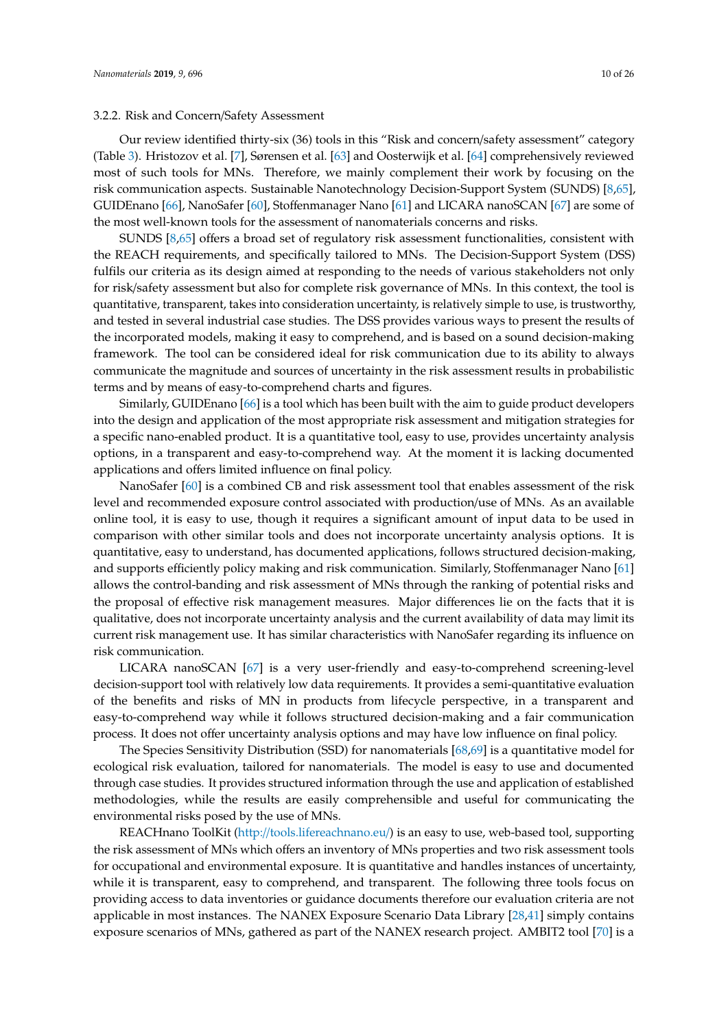#### 3.2.2. Risk and Concern/Safety Assessment

Our review identified thirty-six (36) tools in this "Risk and concern/safety assessment" category (Table 3). Hristozov et al. [7], Sørensen et al. [63] and Oosterwijk et al. [64] comprehensively reviewed most of such tools for MNs. Therefore, we mainly complement their work by focusing on the risk communication aspects. Sustainable Nanotechnology Decision-Support System (SUNDS) [8,65], GUIDEnano [66], NanoSafer [60], Stoffenmanager Nano [61] and LICARA nanoSCAN [67] are some of the most well-known tools for the assessment of nanomaterials concerns and risks.

SUNDS [8,65] offers a broad set of regulatory risk assessment functionalities, consistent with the REACH requirements, and specifically tailored to MNs. The Decision-Support System (DSS) fulfils our criteria as its design aimed at responding to the needs of various stakeholders not only for risk/safety assessment but also for complete risk governance of MNs. In this context, the tool is quantitative, transparent, takes into consideration uncertainty, is relatively simple to use, is trustworthy, and tested in several industrial case studies. The DSS provides various ways to present the results of the incorporated models, making it easy to comprehend, and is based on a sound decision-making framework. The tool can be considered ideal for risk communication due to its ability to always communicate the magnitude and sources of uncertainty in the risk assessment results in probabilistic terms and by means of easy-to-comprehend charts and figures.

Similarly, GUIDEnano [66] is a tool which has been built with the aim to guide product developers into the design and application of the most appropriate risk assessment and mitigation strategies for a specific nano-enabled product. It is a quantitative tool, easy to use, provides uncertainty analysis options, in a transparent and easy-to-comprehend way. At the moment it is lacking documented applications and offers limited influence on final policy.

NanoSafer [60] is a combined CB and risk assessment tool that enables assessment of the risk level and recommended exposure control associated with production/use of MNs. As an available online tool, it is easy to use, though it requires a significant amount of input data to be used in comparison with other similar tools and does not incorporate uncertainty analysis options. It is quantitative, easy to understand, has documented applications, follows structured decision-making, and supports efficiently policy making and risk communication. Similarly, Stoffenmanager Nano [61] allows the control-banding and risk assessment of MNs through the ranking of potential risks and the proposal of effective risk management measures. Major differences lie on the facts that it is qualitative, does not incorporate uncertainty analysis and the current availability of data may limit its current risk management use. It has similar characteristics with NanoSafer regarding its influence on risk communication.

LICARA nanoSCAN [67] is a very user-friendly and easy-to-comprehend screening-level decision-support tool with relatively low data requirements. It provides a semi-quantitative evaluation of the benefits and risks of MN in products from lifecycle perspective, in a transparent and easy-to-comprehend way while it follows structured decision-making and a fair communication process. It does not offer uncertainty analysis options and may have low influence on final policy.

The Species Sensitivity Distribution (SSD) for nanomaterials [68,69] is a quantitative model for ecological risk evaluation, tailored for nanomaterials. The model is easy to use and documented through case studies. It provides structured information through the use and application of established methodologies, while the results are easily comprehensible and useful for communicating the environmental risks posed by the use of MNs.

REACHnano ToolKit (http://tools.lifereachnano.eu/) is an easy to use, web-based tool, supporting the risk assessment of MNs which offers an inventory of MNs properties and two risk assessment tools for occupational and environmental exposure. It is quantitative and handles instances of uncertainty, while it is transparent, easy to comprehend, and transparent. The following three tools focus on providing access to data inventories or guidance documents therefore our evaluation criteria are not applicable in most instances. The NANEX Exposure Scenario Data Library [28,41] simply contains exposure scenarios of MNs, gathered as part of the NANEX research project. AMBIT2 tool [70] is a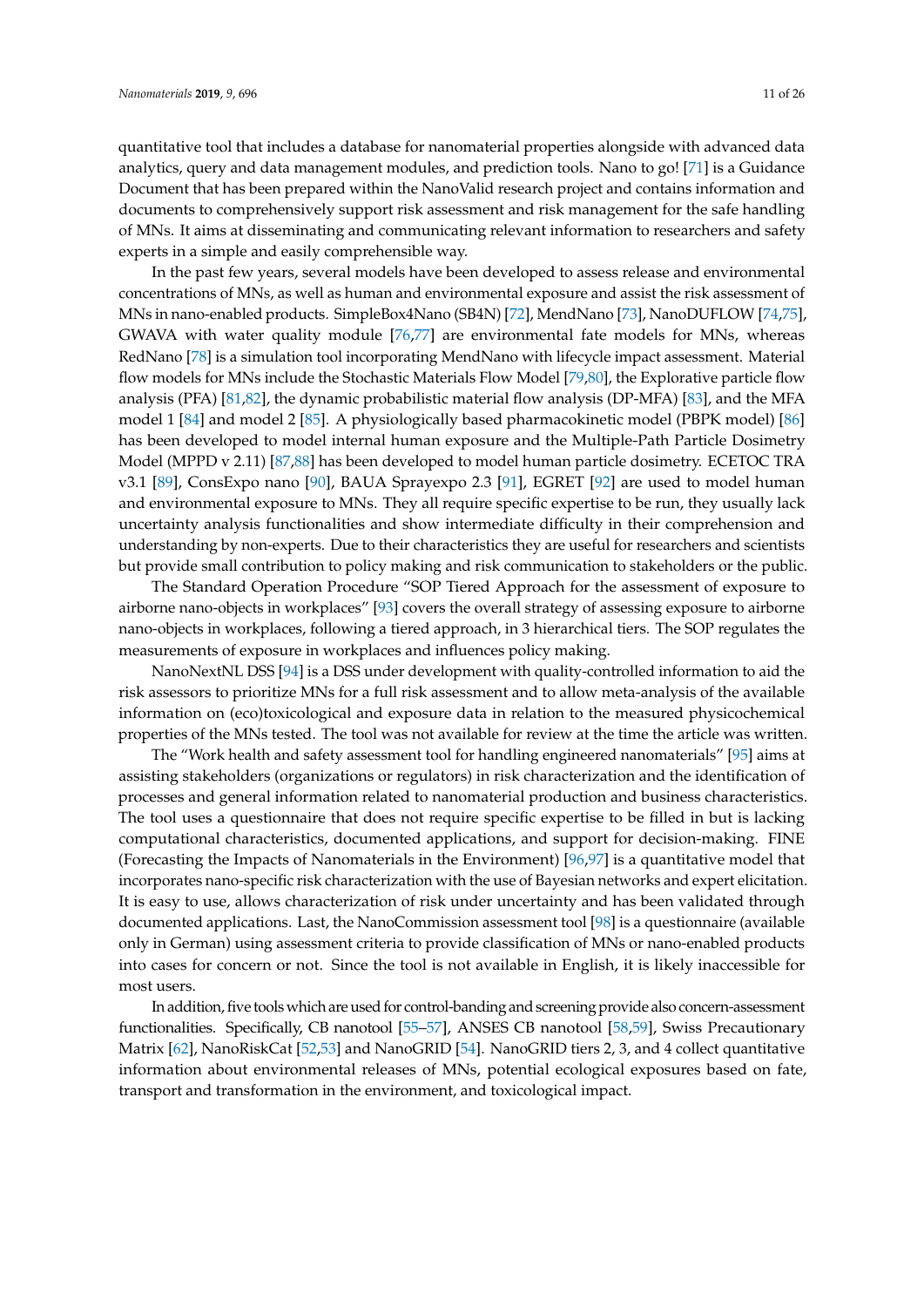quantitative tool that includes a database for nanomaterial properties alongside with advanced data analytics, query and data management modules, and prediction tools. Nano to go! [71] is a Guidance Document that has been prepared within the NanoValid research project and contains information and documents to comprehensively support risk assessment and risk management for the safe handling of MNs. It aims at disseminating and communicating relevant information to researchers and safety experts in a simple and easily comprehensible way.

In the past few years, several models have been developed to assess release and environmental concentrations of MNs, as well as human and environmental exposure and assist the risk assessment of MNs in nano-enabled products. SimpleBox4Nano (SB4N) [72], MendNano [73], NanoDUFLOW [74,75], GWAVA with water quality module [76,77] are environmental fate models for MNs, whereas RedNano [78] is a simulation tool incorporating MendNano with lifecycle impact assessment. Material flow models for MNs include the Stochastic Materials Flow Model [79,80], the Explorative particle flow analysis (PFA) [81,82], the dynamic probabilistic material flow analysis (DP-MFA) [83], and the MFA model 1 [84] and model 2 [85]. A physiologically based pharmacokinetic model (PBPK model) [86] has been developed to model internal human exposure and the Multiple-Path Particle Dosimetry Model (MPPD v 2.11) [87,88] has been developed to model human particle dosimetry. ECETOC TRA v3.1 [89], ConsExpo nano [90], BAUA Sprayexpo 2.3 [91], EGRET [92] are used to model human and environmental exposure to MNs. They all require specific expertise to be run, they usually lack uncertainty analysis functionalities and show intermediate difficulty in their comprehension and understanding by non-experts. Due to their characteristics they are useful for researchers and scientists but provide small contribution to policy making and risk communication to stakeholders or the public.

The Standard Operation Procedure "SOP Tiered Approach for the assessment of exposure to airborne nano-objects in workplaces" [93] covers the overall strategy of assessing exposure to airborne nano-objects in workplaces, following a tiered approach, in 3 hierarchical tiers. The SOP regulates the measurements of exposure in workplaces and influences policy making.

NanoNextNL DSS [94] is a DSS under development with quality-controlled information to aid the risk assessors to prioritize MNs for a full risk assessment and to allow meta-analysis of the available information on (eco)toxicological and exposure data in relation to the measured physicochemical properties of the MNs tested. The tool was not available for review at the time the article was written.

The "Work health and safety assessment tool for handling engineered nanomaterials" [95] aims at assisting stakeholders (organizations or regulators) in risk characterization and the identification of processes and general information related to nanomaterial production and business characteristics. The tool uses a questionnaire that does not require specific expertise to be filled in but is lacking computational characteristics, documented applications, and support for decision-making. FINE (Forecasting the Impacts of Nanomaterials in the Environment) [96,97] is a quantitative model that incorporates nano-specific risk characterization with the use of Bayesian networks and expert elicitation. It is easy to use, allows characterization of risk under uncertainty and has been validated through documented applications. Last, the NanoCommission assessment tool [98] is a questionnaire (available only in German) using assessment criteria to provide classification of MNs or nano-enabled products into cases for concern or not. Since the tool is not available in English, it is likely inaccessible for most users.

In addition, five tools which are used for control-banding and screening provide also concern-assessment functionalities. Specifically, CB nanotool [55–57], ANSES CB nanotool [58,59], Swiss Precautionary Matrix [62], NanoRiskCat [52,53] and NanoGRID [54]. NanoGRID tiers 2, 3, and 4 collect quantitative information about environmental releases of MNs, potential ecological exposures based on fate, transport and transformation in the environment, and toxicological impact.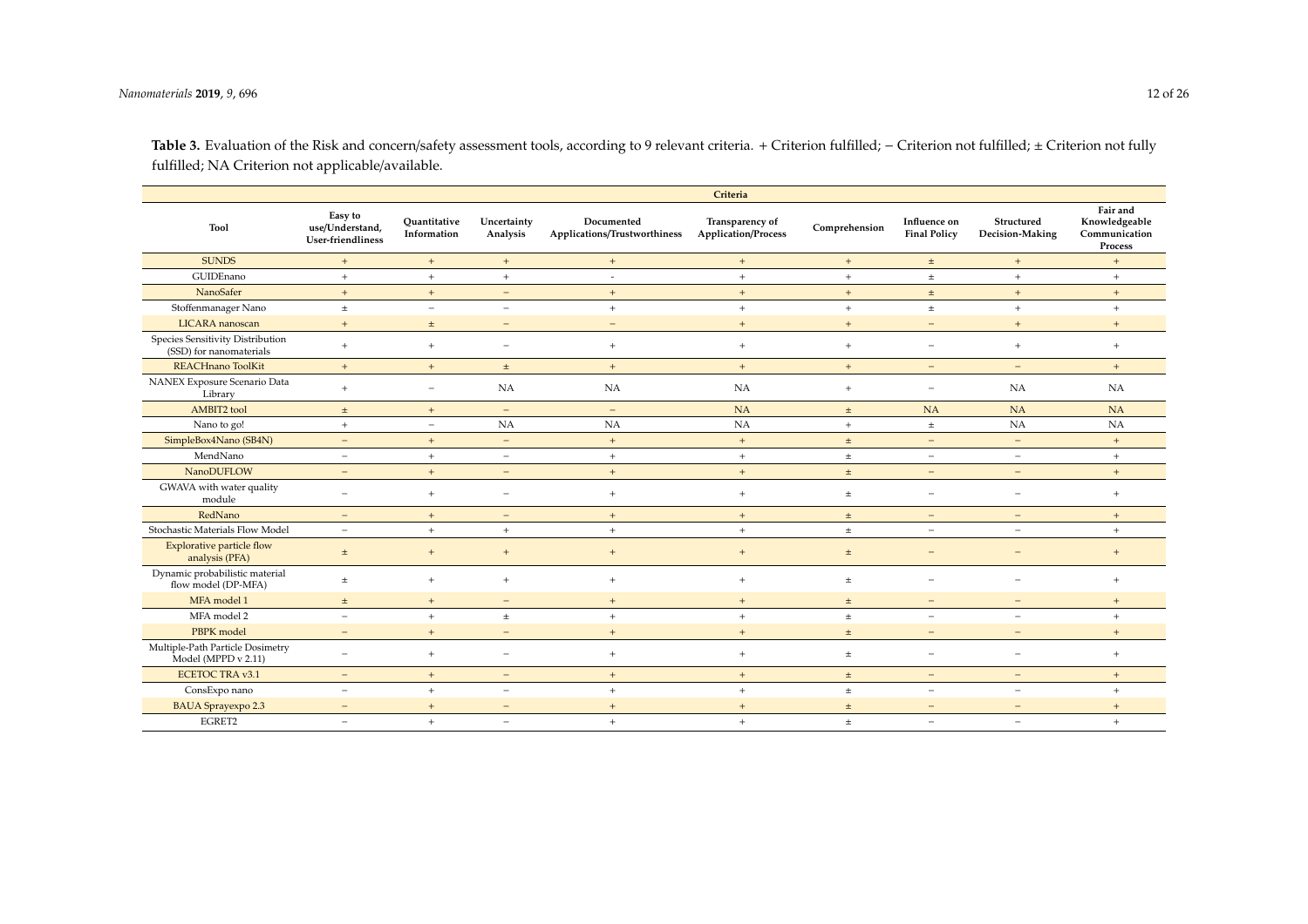**Table 3.** Evaluation of the Risk and concern/safety assessment tools, according to 9 relevant criteria. + Criterion fulfilled; − Criterion not fulfilled; ± Criterion not fully fulfilled; NA Criterion not applicable/available.

| | Criteria | | | | | | | | |
|---|---|---|---|---|---|---|---|---|---|
| **Tool** | **Easy to use/Understand, User-friendliness** | **Quantitative Information** | **Uncertainty Analysis** | **Documented Applications/Trustworthiness** | **Transparency of Application/Process** | **Comprehension** | **Influence on Final Policy** | **Structured Decision-Making** | **Fair and Knowledgeable Communication Process** |
| SUNDS | + | + | + | + | + | + | ± | + | + |
| GUIDEnano | + | + | + | - | + | + | ± | + | + |
| NanoSafer | + | + | − | + | + | + | ± | + | + |
| Stoffenmanager Nano | ± | − | − | + | + | + | ± | + | + |
| LICARA nanoscan | + | ± | − | − | + | + | − | + | + |
| Species Sensitivity Distribution (SSD) for nanomaterials | + | + | − | + | + | + | − | + | + |
| REACHnano ToolKit | + | + | ± | + | + | + | − | − | + |
| NANEX Exposure Scenario Data Library | + | − | NA | NA | NA | + | − | NA | NA |
| AMBIT2 tool | ± | + | − | − | NA | ± | NA | NA | NA |
| Nano to go! | + | − | NA | NA | NA | + | ± | NA | NA |
| SimpleBox4Nano (SB4N) | − | + | − | + | + | ± | − | − | + |
| MendNano | − | + | − | + | + | ± | − | − | + |
| NanoDUFLOW | − | + | − | + | + | ± | − | − | + |
| GWAVA with water quality module | − | + | − | + | + | ± | − | − | + |
| RedNano | − | + | − | + | + | ± | − | − | + |
| Stochastic Materials Flow Model | − | + | + | + | + | ± | − | − | + |
| Explorative particle flow analysis (PFA) | ± | + | + | + | + | ± | − | − | + |
| Dynamic probabilistic material flow model (DP-MFA) | ± | + | + | + | + | ± | − | − | + |
| MFA model 1 | ± | + | − | + | + | ± | − | − | + |
| MFA model 2 | − | + | ± | + | + | ± | − | − | + |
| PBPK model | − | + | − | + | + | ± | − | − | + |
| Multiple-Path Particle Dosimetry Model (MPPD v 2.11) | − | + | − | + | + | ± | − | − | + |
| ECETOC TRA v3.1 | − | + | − | + | + | ± | − | − | + |
| ConsExpo nano | − | + | − | + | + | ± | − | − | + |
| BAUA Sprayexpo 2.3 | − | + | − | + | + | ± | − | − | + |
| EGRET2 | − | + | − | + | + | ± | − | − | + |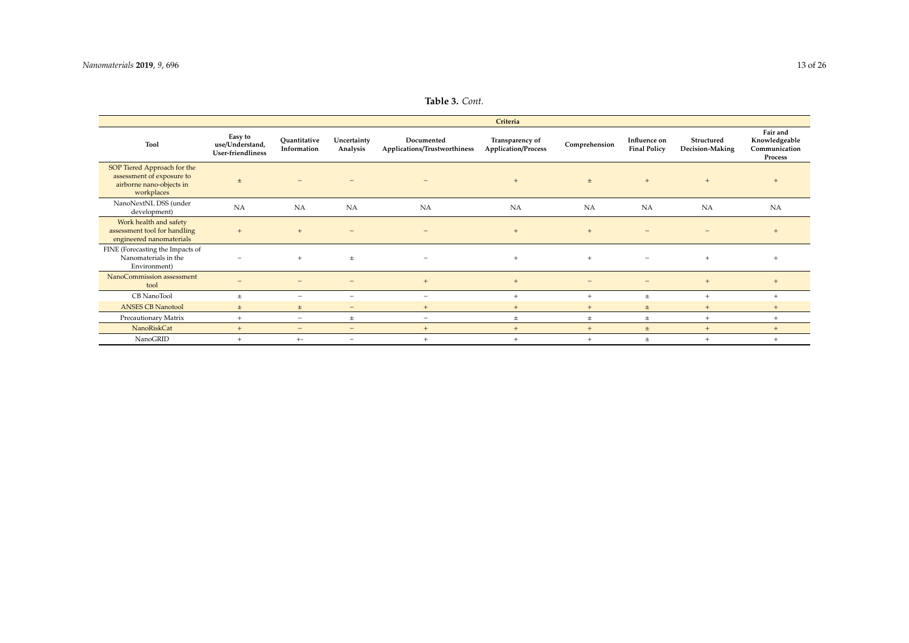**Table 3.** *Cont.*

| Tool | Criteria | | | | | | | | |
|---|---|---|---|---|---|---|---|---|---|
| | **Easy to use/Understand, User-friendliness** | **Quantitative Information** | **Uncertainty Analysis** | **Documented Applications/Trustworthiness** | **Transparency of Application/Process** | **Comprehension** | **Influence on Final Policy** | **Structured Decision-Making** | **Fair and Knowledgeable Communication Process** |
| SOP Tiered Approach for the assessment of exposure to airborne nano-objects in workplaces | ± | − | − | − | + | ± | + | + | + |
| NanoNextNL DSS (under development) | NA | NA | NA | NA | NA | NA | NA | NA | NA |
| Work health and safety assessment tool for handling engineered nanomaterials | + | + | − | − | + | + | − | − | + |
| FINE (Forecasting the Impacts of Nanomaterials in the Environment) | − | + | ± | − | + | + | − | + | + |
| NanoCommission assessment tool | − | − | − | + | + | − | − | + | + |
| CB NanoTool | ± | − | − | − | + | + | ± | + | + |
| ANSES CB Nanotool | ± | ± | − | + | + | + | ± | + | + |
| Precautionary Matrix | + | − | ± | − | ± | ± | ± | + | + |
| NanoRiskCat | + | − | − | + | + | + | ± | + | + |
| NanoGRID | + | +- | − | + | + | + | ± | + | + |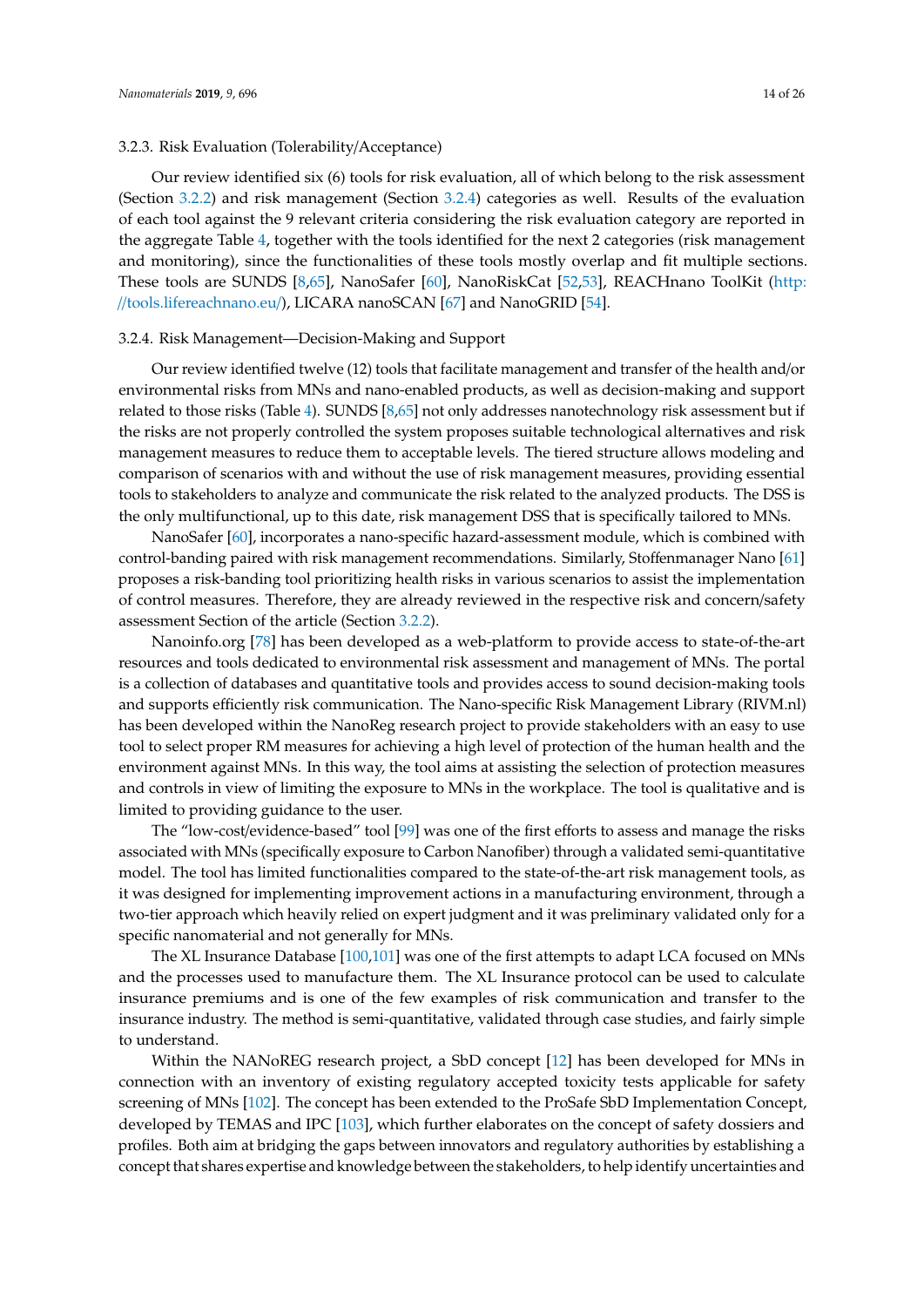#### 3.2.3. Risk Evaluation (Tolerability/Acceptance)

Our review identified six (6) tools for risk evaluation, all of which belong to the risk assessment (Section 3.2.2) and risk management (Section 3.2.4) categories as well. Results of the evaluation of each tool against the 9 relevant criteria considering the risk evaluation category are reported in the aggregate Table 4, together with the tools identified for the next 2 categories (risk management and monitoring), since the functionalities of these tools mostly overlap and fit multiple sections. These tools are SUNDS [8,65], NanoSafer [60], NanoRiskCat [52,53], REACHnano ToolKit (http://tools.lifereachnano.eu/), LICARA nanoSCAN [67] and NanoGRID [54].

#### 3.2.4. Risk Management—Decision-Making and Support

Our review identified twelve (12) tools that facilitate management and transfer of the health and/or environmental risks from MNs and nano-enabled products, as well as decision-making and support related to those risks (Table 4). SUNDS [8,65] not only addresses nanotechnology risk assessment but if the risks are not properly controlled the system proposes suitable technological alternatives and risk management measures to reduce them to acceptable levels. The tiered structure allows modeling and comparison of scenarios with and without the use of risk management measures, providing essential tools to stakeholders to analyze and communicate the risk related to the analyzed products. The DSS is the only multifunctional, up to this date, risk management DSS that is specifically tailored to MNs.

NanoSafer [60], incorporates a nano-specific hazard-assessment module, which is combined with control-banding paired with risk management recommendations. Similarly, Stoffenmanager Nano [61] proposes a risk-banding tool prioritizing health risks in various scenarios to assist the implementation of control measures. Therefore, they are already reviewed in the respective risk and concern/safety assessment Section of the article (Section 3.2.2).

Nanoinfo.org [78] has been developed as a web-platform to provide access to state-of-the-art resources and tools dedicated to environmental risk assessment and management of MNs. The portal is a collection of databases and quantitative tools and provides access to sound decision-making tools and supports efficiently risk communication. The Nano-specific Risk Management Library (RIVM.nl) has been developed within the NanoReg research project to provide stakeholders with an easy to use tool to select proper RM measures for achieving a high level of protection of the human health and the environment against MNs. In this way, the tool aims at assisting the selection of protection measures and controls in view of limiting the exposure to MNs in the workplace. The tool is qualitative and is limited to providing guidance to the user.

The "low-cost/evidence-based" tool [99] was one of the first efforts to assess and manage the risks associated with MNs (specifically exposure to Carbon Nanofiber) through a validated semi-quantitative model. The tool has limited functionalities compared to the state-of-the-art risk management tools, as it was designed for implementing improvement actions in a manufacturing environment, through a two-tier approach which heavily relied on expert judgment and it was preliminary validated only for a specific nanomaterial and not generally for MNs.

The XL Insurance Database [100,101] was one of the first attempts to adapt LCA focused on MNs and the processes used to manufacture them. The XL Insurance protocol can be used to calculate insurance premiums and is one of the few examples of risk communication and transfer to the insurance industry. The method is semi-quantitative, validated through case studies, and fairly simple to understand.

Within the NANoREG research project, a SbD concept [12] has been developed for MNs in connection with an inventory of existing regulatory accepted toxicity tests applicable for safety screening of MNs [102]. The concept has been extended to the ProSafe SbD Implementation Concept, developed by TEMAS and IPC [103], which further elaborates on the concept of safety dossiers and profiles. Both aim at bridging the gaps between innovators and regulatory authorities by establishing a concept that shares expertise and knowledge between the stakeholders, to help identify uncertainties and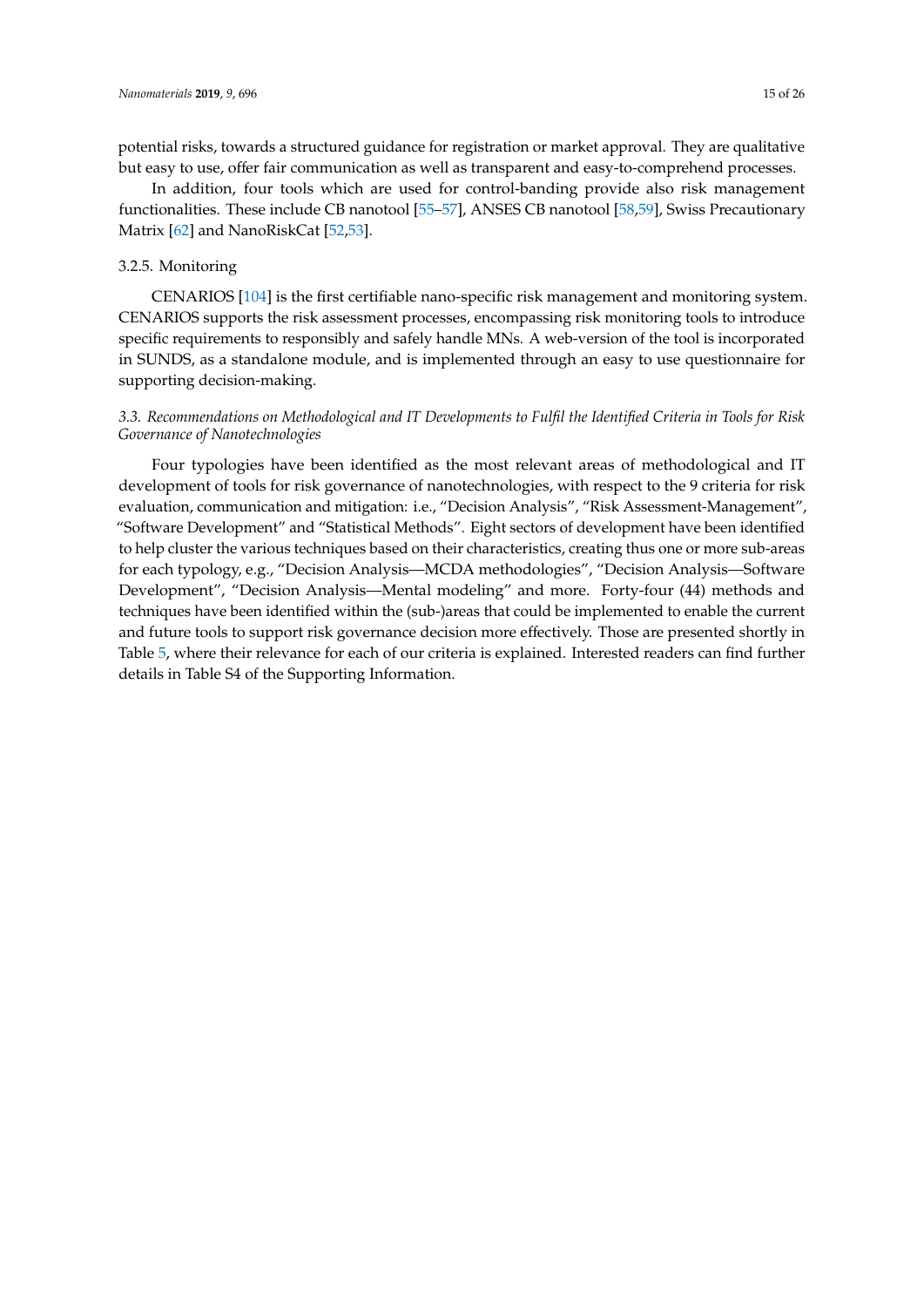potential risks, towards a structured guidance for registration or market approval. They are qualitative but easy to use, offer fair communication as well as transparent and easy-to-comprehend processes.

In addition, four tools which are used for control-banding provide also risk management functionalities. These include CB nanotool [55–57], ANSES CB nanotool [58,59], Swiss Precautionary Matrix [62] and NanoRiskCat [52,53].

#### 3.2.5. Monitoring

CENARIOS [104] is the first certifiable nano-specific risk management and monitoring system. CENARIOS supports the risk assessment processes, encompassing risk monitoring tools to introduce specific requirements to responsibly and safely handle MNs. A web-version of the tool is incorporated in SUNDS, as a standalone module, and is implemented through an easy to use questionnaire for supporting decision-making.

### *3.3. Recommendations on Methodological and IT Developments to Fulfil the Identified Criteria in Tools for Risk Governance of Nanotechnologies*

Four typologies have been identified as the most relevant areas of methodological and IT development of tools for risk governance of nanotechnologies, with respect to the 9 criteria for risk evaluation, communication and mitigation: i.e., "Decision Analysis", "Risk Assessment-Management", "Software Development" and "Statistical Methods". Eight sectors of development have been identified to help cluster the various techniques based on their characteristics, creating thus one or more sub-areas for each typology, e.g., "Decision Analysis—MCDA methodologies", "Decision Analysis—Software Development", "Decision Analysis—Mental modeling" and more. Forty-four (44) methods and techniques have been identified within the (sub-)areas that could be implemented to enable the current and future tools to support risk governance decision more effectively. Those are presented shortly in Table 5, where their relevance for each of our criteria is explained. Interested readers can find further details in Table S4 of the Supporting Information.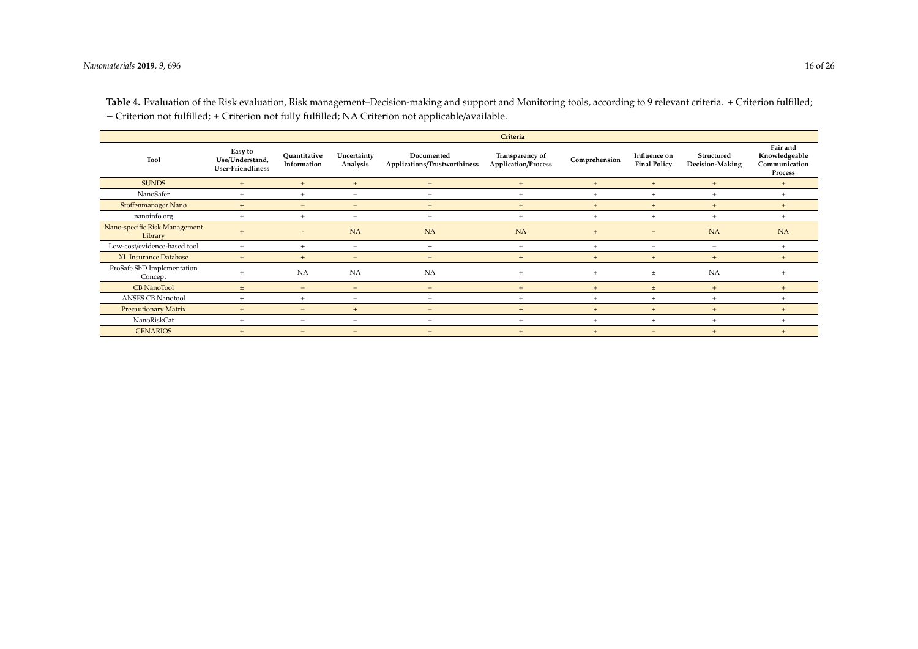**Table 4.** Evaluation of the Risk evaluation, Risk management–Decision-making and support and Monitoring tools, according to 9 relevant criteria. + Criterion fulfilled; − Criterion not fulfilled; ± Criterion not fully fulfilled; NA Criterion not applicable/available.

| | Criteria | | | | | | | | |
|---|---|---|---|---|---|---|---|---|---|
| **Tool** | **Easy to Use/Understand, User-Friendliness** | **Quantitative Information** | **Uncertainty Analysis** | **Documented Applications/Trustworthiness** | **Transparency of Application/Process** | **Comprehension** | **Influence on Final Policy** | **Structured Decision-Making** | **Fair and Knowledgeable Communication Process** |
| SUNDS | + | + | + | + | + | + | ± | + | + |
| NanoSafer | + | + | − | + | + | + | ± | + | + |
| Stoffenmanager Nano | ± | − | − | + | + | + | ± | + | + |
| nanoinfo.org | + | + | − | + | + | + | ± | + | + |
| Nano-specific Risk Management Library | + | - | NA | NA | NA | + | − | NA | NA |
| Low-cost/evidence-based tool | + | ± | − | ± | + | + | − | − | + |
| XL Insurance Database | + | ± | − | + | ± | ± | ± | ± | + |
| ProSafe SbD Implementation Concept | + | NA | NA | NA | + | + | ± | NA | + |
| CB NanoTool | ± | − | − | − | + | + | ± | + | + |
| ANSES CB Nanotool | ± | + | − | + | + | + | ± | + | + |
| Precautionary Matrix | + | − | ± | − | ± | ± | ± | + | + |
| NanoRiskCat | + | − | − | + | + | + | ± | + | + |
| CENARIOS | + | − | − | + | + | + | − | + | + |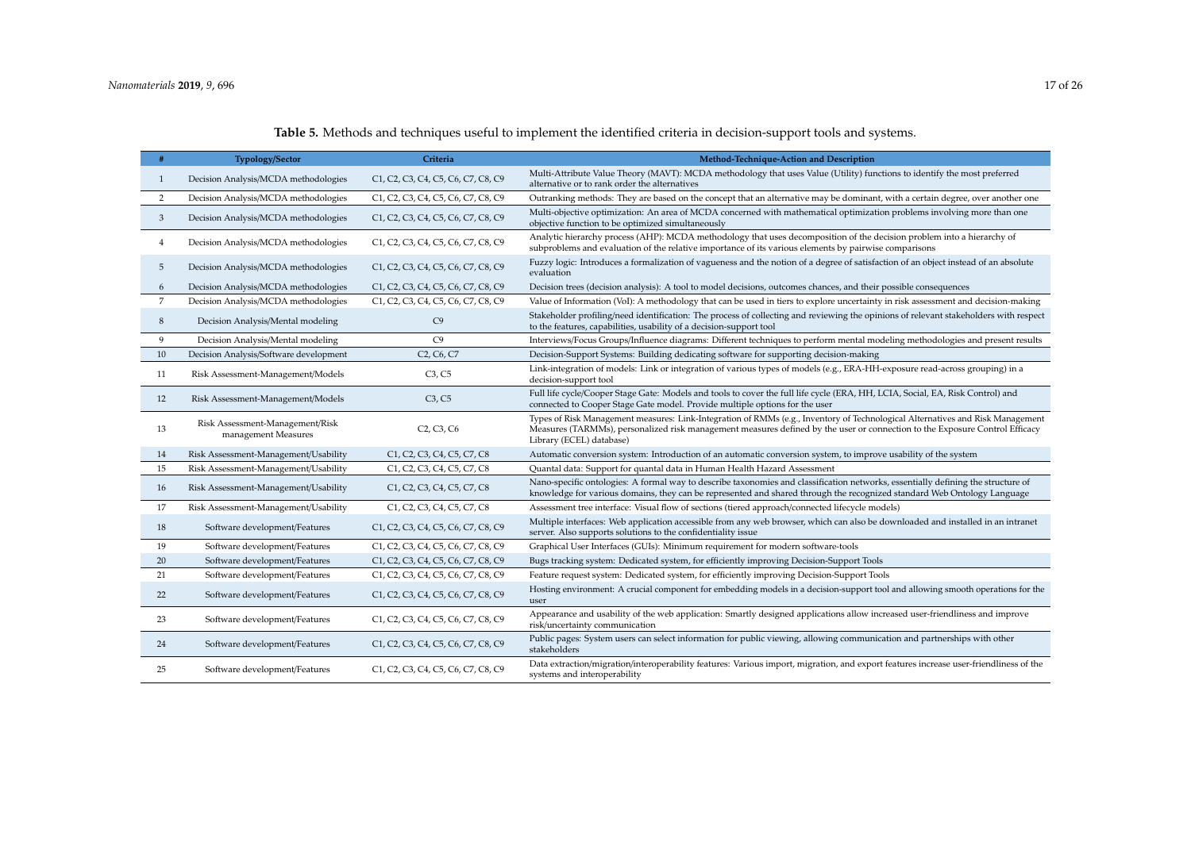**Table 5.** Methods and techniques useful to implement the identified criteria in decision-support tools and systems.

| # | Typology/Sector | Criteria | Method-Technique-Action and Description |
|---|---|---|---|
| 1 | Decision Analysis/MCDA methodologies | C1, C2, C3, C4, C5, C6, C7, C8, C9 | Multi-Attribute Value Theory (MAVT): MCDA methodology that uses Value (Utility) functions to identify the most preferred alternative or to rank order the alternatives |
| 2 | Decision Analysis/MCDA methodologies | C1, C2, C3, C4, C5, C6, C7, C8, C9 | Outranking methods: They are based on the concept that an alternative may be dominant, with a certain degree, over another one |
| 3 | Decision Analysis/MCDA methodologies | C1, C2, C3, C4, C5, C6, C7, C8, C9 | Multi-objective optimization: An area of MCDA concerned with mathematical optimization problems involving more than one objective function to be optimized simultaneously |
| 4 | Decision Analysis/MCDA methodologies | C1, C2, C3, C4, C5, C6, C7, C8, C9 | Analytic hierarchy process (AHP): MCDA methodology that uses decomposition of the decision problem into a hierarchy of subproblems and evaluation of the relative importance of its various elements by pairwise comparisons |
| 5 | Decision Analysis/MCDA methodologies | C1, C2, C3, C4, C5, C6, C7, C8, C9 | Fuzzy logic: Introduces a formalization of vagueness and the notion of a degree of satisfaction of an object instead of an absolute evaluation |
| 6 | Decision Analysis/MCDA methodologies | C1, C2, C3, C4, C5, C6, C7, C8, C9 | Decision trees (decision analysis): A tool to model decisions, outcomes chances, and their possible consequences |
| 7 | Decision Analysis/MCDA methodologies | C1, C2, C3, C4, C5, C6, C7, C8, C9 | Value of Information (VoI): A methodology that can be used in tiers to explore uncertainty in risk assessment and decision-making |
| 8 | Decision Analysis/Mental modeling | C9 | Stakeholder profiling/need identification: The process of collecting and reviewing the opinions of relevant stakeholders with respect to the features, capabilities, usability of a decision-support tool |
| 9 | Decision Analysis/Mental modeling | C9 | Interviews/Focus Groups/Influence diagrams: Different techniques to perform mental modeling methodologies and present results |
| 10 | Decision Analysis/Software development | C2, C6, C7 | Decision-Support Systems: Building dedicating software for supporting decision-making |
| 11 | Risk Assessment-Management/Models | C3, C5 | Link-integration of models: Link or integration of various types of models (e.g., ERA-HH-exposure read-across grouping) in a decision-support tool |
| 12 | Risk Assessment-Management/Models | C3, C5 | Full life cycle/Cooper Stage Gate: Models and tools to cover the full life cycle (ERA, HH, LCIA, Social, EA, Risk Control) and connected to Cooper Stage Gate model. Provide multiple options for the user |
| 13 | Risk Assessment-Management/Risk management Measures | C2, C3, C6 | Types of Risk Management measures: Link-Integration of RMMs (e.g., Inventory of Technological Alternatives and Risk Management Measures (TARMMs), personalized risk management measures defined by the user or connection to the Exposure Control Efficacy Library (ECEL) database) |
| 14 | Risk Assessment-Management/Usability | C1, C2, C3, C4, C5, C7, C8 | Automatic conversion system: Introduction of an automatic conversion system, to improve usability of the system |
| 15 | Risk Assessment-Management/Usability | C1, C2, C3, C4, C5, C7, C8 | Quantal data: Support for quantal data in Human Health Hazard Assessment |
| 16 | Risk Assessment-Management/Usability | C1, C2, C3, C4, C5, C7, C8 | Nano-specific ontologies: A formal way to describe taxonomies and classification networks, essentially defining the structure of knowledge for various domains, they can be represented and shared through the recognized standard Web Ontology Language |
| 17 | Risk Assessment-Management/Usability | C1, C2, C3, C4, C5, C7, C8 | Assessment tree interface: Visual flow of sections (tiered approach/connected lifecycle models) |
| 18 | Software development/Features | C1, C2, C3, C4, C5, C6, C7, C8, C9 | Multiple interfaces: Web application accessible from any web browser, which can also be downloaded and installed in an intranet server. Also supports solutions to the confidentiality issue |
| 19 | Software development/Features | C1, C2, C3, C4, C5, C6, C7, C8, C9 | Graphical User Interfaces (GUIs): Minimum requirement for modern software-tools |
| 20 | Software development/Features | C1, C2, C3, C4, C5, C6, C7, C8, C9 | Bugs tracking system: Dedicated system, for efficiently improving Decision-Support Tools |
| 21 | Software development/Features | C1, C2, C3, C4, C5, C6, C7, C8, C9 | Feature request system: Dedicated system, for efficiently improving Decision-Support Tools |
| 22 | Software development/Features | C1, C2, C3, C4, C5, C6, C7, C8, C9 | Hosting environment: A crucial component for embedding models in a decision-support tool and allowing smooth operations for the user |
| 23 | Software development/Features | C1, C2, C3, C4, C5, C6, C7, C8, C9 | Appearance and usability of the web application: Smartly designed applications allow increased user-friendliness and improve risk/uncertainty communication |
| 24 | Software development/Features | C1, C2, C3, C4, C5, C6, C7, C8, C9 | Public pages: System users can select information for public viewing, allowing communication and partnerships with other stakeholders |
| 25 | Software development/Features | C1, C2, C3, C4, C5, C6, C7, C8, C9 | Data extraction/migration/interoperability features: Various import, migration, and export features increase user-friendliness of the systems and interoperability |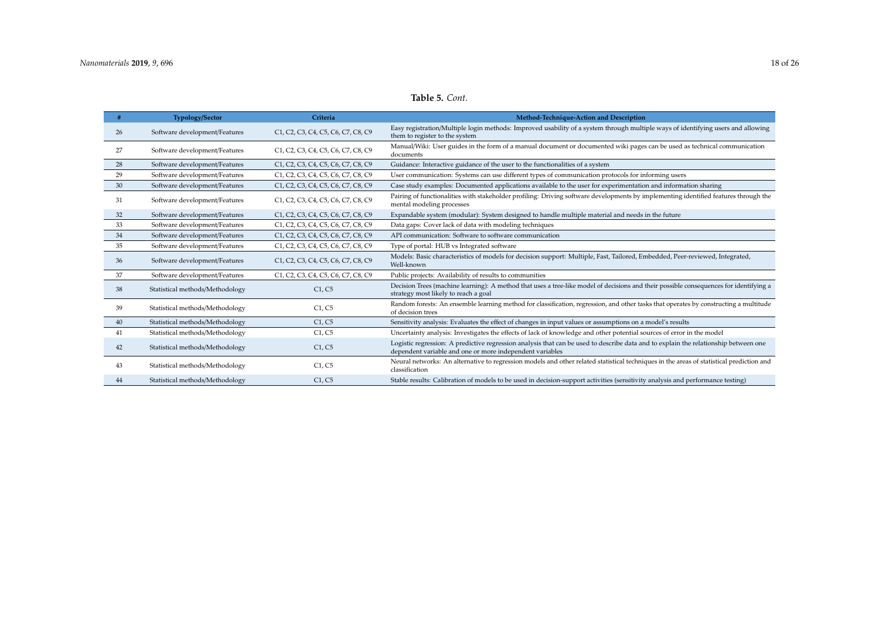**Table 5.** *Cont.*

| # | Typology/Sector | Criteria | Method-Technique-Action and Description |
|---|---|---|---|
| 26 | Software development/Features | C1, C2, C3, C4, C5, C6, C7, C8, C9 | Easy registration/Multiple login methods: Improved usability of a system through multiple ways of identifying users and allowing them to register to the system |
| 27 | Software development/Features | C1, C2, C3, C4, C5, C6, C7, C8, C9 | Manual/Wiki: User guides in the form of a manual document or documented wiki pages can be used as technical communication documents |
| 28 | Software development/Features | C1, C2, C3, C4, C5, C6, C7, C8, C9 | Guidance: Interactive guidance of the user to the functionalities of a system |
| 29 | Software development/Features | C1, C2, C3, C4, C5, C6, C7, C8, C9 | User communication: Systems can use different types of communication protocols for informing users |
| 30 | Software development/Features | C1, C2, C3, C4, C5, C6, C7, C8, C9 | Case study examples: Documented applications available to the user for experimentation and information sharing |
| 31 | Software development/Features | C1, C2, C3, C4, C5, C6, C7, C8, C9 | Pairing of functionalities with stakeholder profiling: Driving software developments by implementing identified features through the mental modeling processes |
| 32 | Software development/Features | C1, C2, C3, C4, C5, C6, C7, C8, C9 | Expandable system (modular): System designed to handle multiple material and needs in the future |
| 33 | Software development/Features | C1, C2, C3, C4, C5, C6, C7, C8, C9 | Data gaps: Cover lack of data with modeling techniques |
| 34 | Software development/Features | C1, C2, C3, C4, C5, C6, C7, C8, C9 | API communication: Software to software communication |
| 35 | Software development/Features | C1, C2, C3, C4, C5, C6, C7, C8, C9 | Type of portal: HUB vs Integrated software |
| 36 | Software development/Features | C1, C2, C3, C4, C5, C6, C7, C8, C9 | Models: Basic characteristics of models for decision support: Multiple, Fast, Tailored, Embedded, Peer-reviewed, Integrated, Well-known |
| 37 | Software development/Features | C1, C2, C3, C4, C5, C6, C7, C8, C9 | Public projects: Availability of results to communities |
| 38 | Statistical methods/Methodology | C1, C5 | Decision Trees (machine learning): A method that uses a tree-like model of decisions and their possible consequences for identifying a strategy most likely to reach a goal |
| 39 | Statistical methods/Methodology | C1, C5 | Random forests: An ensemble learning method for classification, regression, and other tasks that operates by constructing a multitude of decision trees |
| 40 | Statistical methods/Methodology | C1, C5 | Sensitivity analysis: Evaluates the effect of changes in input values or assumptions on a model's results |
| 41 | Statistical methods/Methodology | C1, C5 | Uncertainty analysis: Investigates the effects of lack of knowledge and other potential sources of error in the model |
| 42 | Statistical methods/Methodology | C1, C5 | Logistic regression: A predictive regression analysis that can be used to describe data and to explain the relationship between one dependent variable and one or more independent variables |
| 43 | Statistical methods/Methodology | C1, C5 | Neural networks: An alternative to regression models and other related statistical techniques in the areas of statistical prediction and classification |
| 44 | Statistical methods/Methodology | C1, C5 | Stable results: Calibration of models to be used in decision-support activities (sensitivity analysis and performance testing) |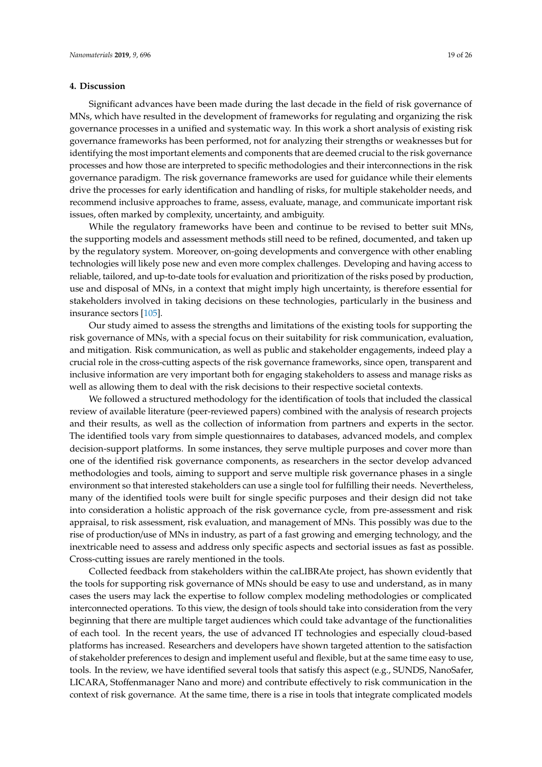## 4. Discussion

Significant advances have been made during the last decade in the field of risk governance of MNs, which have resulted in the development of frameworks for regulating and organizing the risk governance processes in a unified and systematic way. In this work a short analysis of existing risk governance frameworks has been performed, not for analyzing their strengths or weaknesses but for identifying the most important elements and components that are deemed crucial to the risk governance processes and how those are interpreted to specific methodologies and their interconnections in the risk governance paradigm. The risk governance frameworks are used for guidance while their elements drive the processes for early identification and handling of risks, for multiple stakeholder needs, and recommend inclusive approaches to frame, assess, evaluate, manage, and communicate important risk issues, often marked by complexity, uncertainty, and ambiguity.

While the regulatory frameworks have been and continue to be revised to better suit MNs, the supporting models and assessment methods still need to be refined, documented, and taken up by the regulatory system. Moreover, on-going developments and convergence with other enabling technologies will likely pose new and even more complex challenges. Developing and having access to reliable, tailored, and up-to-date tools for evaluation and prioritization of the risks posed by production, use and disposal of MNs, in a context that might imply high uncertainty, is therefore essential for stakeholders involved in taking decisions on these technologies, particularly in the business and insurance sectors [105].

Our study aimed to assess the strengths and limitations of the existing tools for supporting the risk governance of MNs, with a special focus on their suitability for risk communication, evaluation, and mitigation. Risk communication, as well as public and stakeholder engagements, indeed play a crucial role in the cross-cutting aspects of the risk governance frameworks, since open, transparent and inclusive information are very important both for engaging stakeholders to assess and manage risks as well as allowing them to deal with the risk decisions to their respective societal contexts.

We followed a structured methodology for the identification of tools that included the classical review of available literature (peer-reviewed papers) combined with the analysis of research projects and their results, as well as the collection of information from partners and experts in the sector. The identified tools vary from simple questionnaires to databases, advanced models, and complex decision-support platforms. In some instances, they serve multiple purposes and cover more than one of the identified risk governance components, as researchers in the sector develop advanced methodologies and tools, aiming to support and serve multiple risk governance phases in a single environment so that interested stakeholders can use a single tool for fulfilling their needs. Nevertheless, many of the identified tools were built for single specific purposes and their design did not take into consideration a holistic approach of the risk governance cycle, from pre-assessment and risk appraisal, to risk assessment, risk evaluation, and management of MNs. This possibly was due to the rise of production/use of MNs in industry, as part of a fast growing and emerging technology, and the inextricable need to assess and address only specific aspects and sectorial issues as fast as possible. Cross-cutting issues are rarely mentioned in the tools.

Collected feedback from stakeholders within the caLIBRAte project, has shown evidently that the tools for supporting risk governance of MNs should be easy to use and understand, as in many cases the users may lack the expertise to follow complex modeling methodologies or complicated interconnected operations. To this view, the design of tools should take into consideration from the very beginning that there are multiple target audiences which could take advantage of the functionalities of each tool. In the recent years, the use of advanced IT technologies and especially cloud-based platforms has increased. Researchers and developers have shown targeted attention to the satisfaction of stakeholder preferences to design and implement useful and flexible, but at the same time easy to use, tools. In the review, we have identified several tools that satisfy this aspect (e.g., SUNDS, NanoSafer, LICARA, Stoffenmanager Nano and more) and contribute effectively to risk communication in the context of risk governance. At the same time, there is a rise in tools that integrate complicated models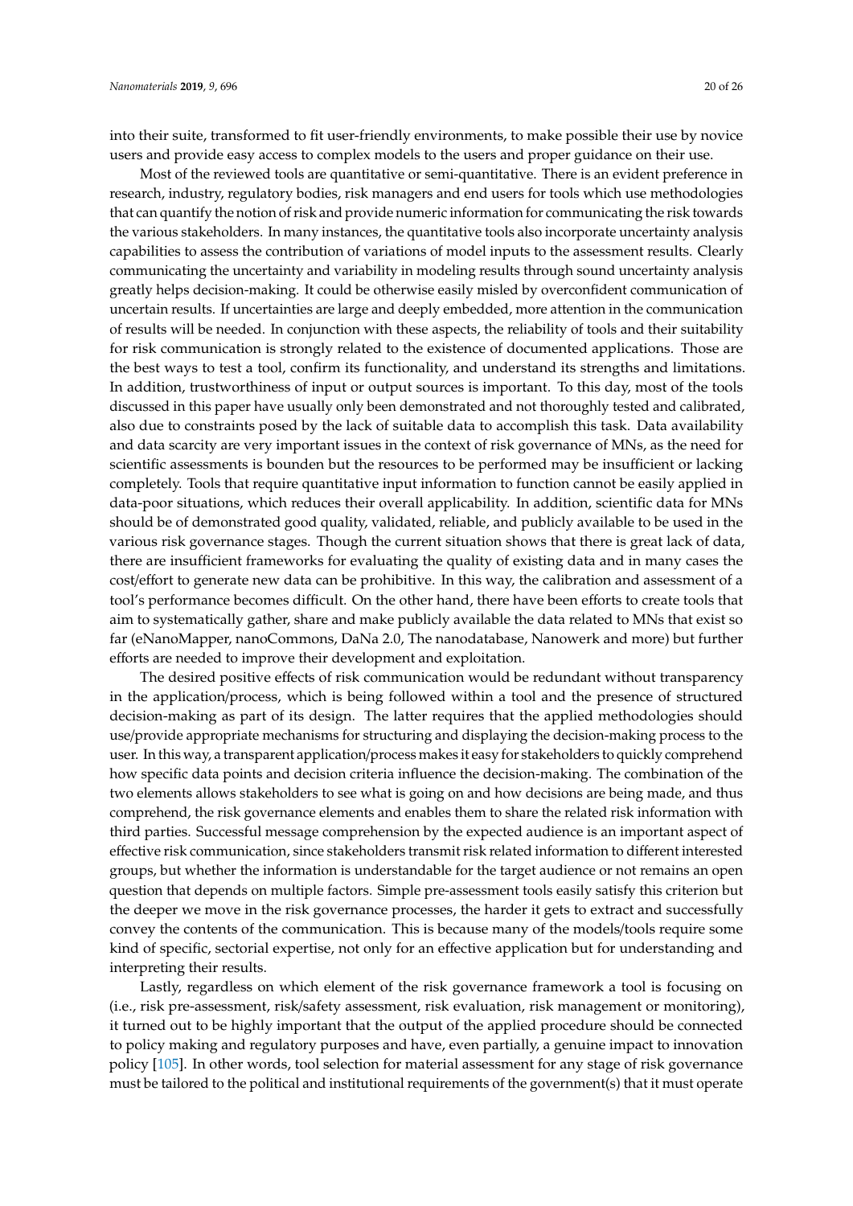into their suite, transformed to fit user-friendly environments, to make possible their use by novice users and provide easy access to complex models to the users and proper guidance on their use.

Most of the reviewed tools are quantitative or semi-quantitative. There is an evident preference in research, industry, regulatory bodies, risk managers and end users for tools which use methodologies that can quantify the notion of risk and provide numeric information for communicating the risk towards the various stakeholders. In many instances, the quantitative tools also incorporate uncertainty analysis capabilities to assess the contribution of variations of model inputs to the assessment results. Clearly communicating the uncertainty and variability in modeling results through sound uncertainty analysis greatly helps decision-making. It could be otherwise easily misled by overconfident communication of uncertain results. If uncertainties are large and deeply embedded, more attention in the communication of results will be needed. In conjunction with these aspects, the reliability of tools and their suitability for risk communication is strongly related to the existence of documented applications. Those are the best ways to test a tool, confirm its functionality, and understand its strengths and limitations. In addition, trustworthiness of input or output sources is important. To this day, most of the tools discussed in this paper have usually only been demonstrated and not thoroughly tested and calibrated, also due to constraints posed by the lack of suitable data to accomplish this task. Data availability and data scarcity are very important issues in the context of risk governance of MNs, as the need for scientific assessments is bounden but the resources to be performed may be insufficient or lacking completely. Tools that require quantitative input information to function cannot be easily applied in data-poor situations, which reduces their overall applicability. In addition, scientific data for MNs should be of demonstrated good quality, validated, reliable, and publicly available to be used in the various risk governance stages. Though the current situation shows that there is great lack of data, there are insufficient frameworks for evaluating the quality of existing data and in many cases the cost/effort to generate new data can be prohibitive. In this way, the calibration and assessment of a tool's performance becomes difficult. On the other hand, there have been efforts to create tools that aim to systematically gather, share and make publicly available the data related to MNs that exist so far (eNanoMapper, nanoCommons, DaNa 2.0, The nanodatabase, Nanowerk and more) but further efforts are needed to improve their development and exploitation.

The desired positive effects of risk communication would be redundant without transparency in the application/process, which is being followed within a tool and the presence of structured decision-making as part of its design. The latter requires that the applied methodologies should use/provide appropriate mechanisms for structuring and displaying the decision-making process to the user. In this way, a transparent application/process makes it easy for stakeholders to quickly comprehend how specific data points and decision criteria influence the decision-making. The combination of the two elements allows stakeholders to see what is going on and how decisions are being made, and thus comprehend, the risk governance elements and enables them to share the related risk information with third parties. Successful message comprehension by the expected audience is an important aspect of effective risk communication, since stakeholders transmit risk related information to different interested groups, but whether the information is understandable for the target audience or not remains an open question that depends on multiple factors. Simple pre-assessment tools easily satisfy this criterion but the deeper we move in the risk governance processes, the harder it gets to extract and successfully convey the contents of the communication. This is because many of the models/tools require some kind of specific, sectorial expertise, not only for an effective application but for understanding and interpreting their results.

Lastly, regardless on which element of the risk governance framework a tool is focusing on (i.e., risk pre-assessment, risk/safety assessment, risk evaluation, risk management or monitoring), it turned out to be highly important that the output of the applied procedure should be connected to policy making and regulatory purposes and have, even partially, a genuine impact to innovation policy [105]. In other words, tool selection for material assessment for any stage of risk governance must be tailored to the political and institutional requirements of the government(s) that it must operate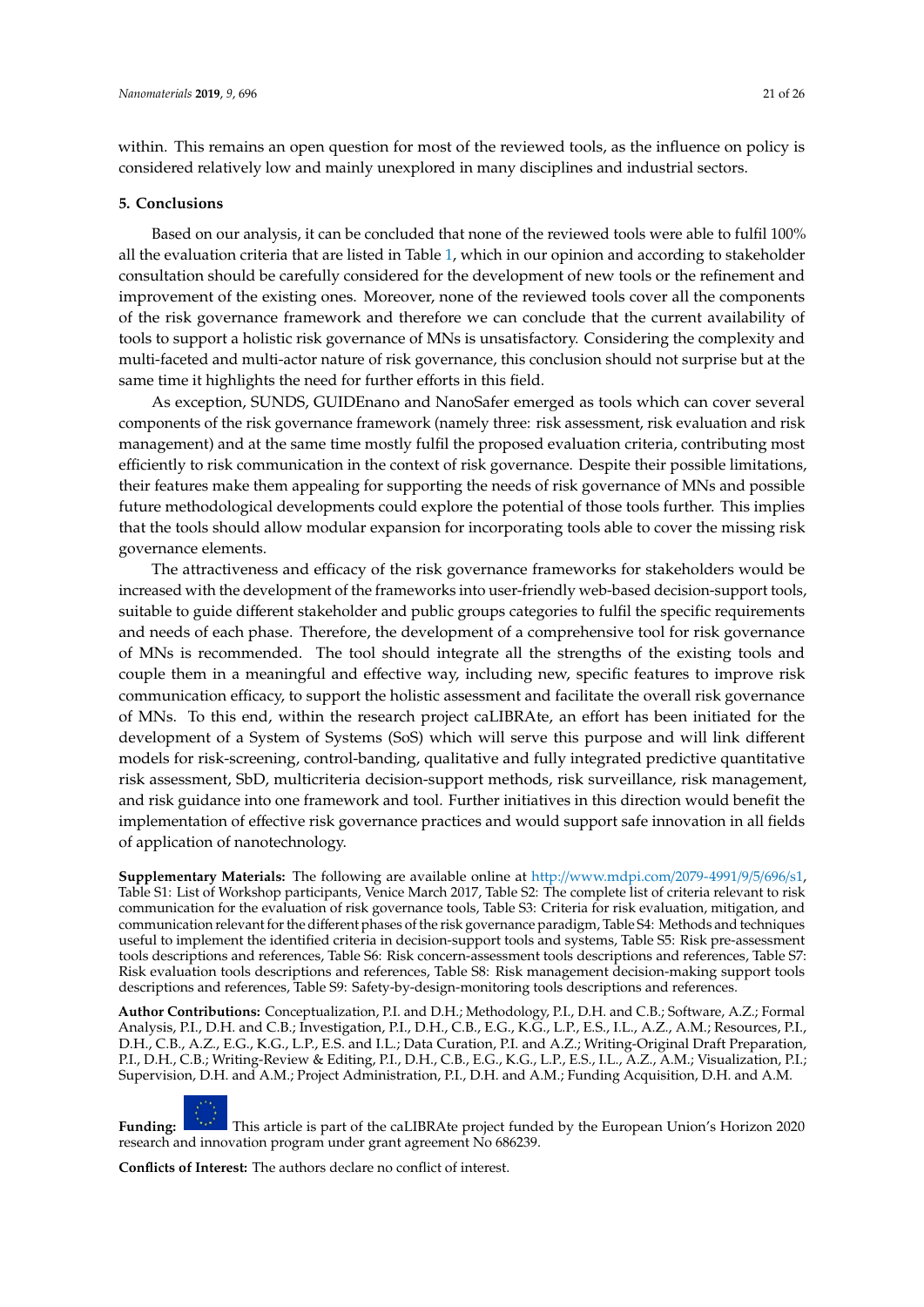within. This remains an open question for most of the reviewed tools, as the influence on policy is considered relatively low and mainly unexplored in many disciplines and industrial sectors.

## 5. Conclusions

Based on our analysis, it can be concluded that none of the reviewed tools were able to fulfil 100% all the evaluation criteria that are listed in Table 1, which in our opinion and according to stakeholder consultation should be carefully considered for the development of new tools or the refinement and improvement of the existing ones. Moreover, none of the reviewed tools cover all the components of the risk governance framework and therefore we can conclude that the current availability of tools to support a holistic risk governance of MNs is unsatisfactory. Considering the complexity and multi-faceted and multi-actor nature of risk governance, this conclusion should not surprise but at the same time it highlights the need for further efforts in this field.

As exception, SUNDS, GUIDEnano and NanoSafer emerged as tools which can cover several components of the risk governance framework (namely three: risk assessment, risk evaluation and risk management) and at the same time mostly fulfil the proposed evaluation criteria, contributing most efficiently to risk communication in the context of risk governance. Despite their possible limitations, their features make them appealing for supporting the needs of risk governance of MNs and possible future methodological developments could explore the potential of those tools further. This implies that the tools should allow modular expansion for incorporating tools able to cover the missing risk governance elements.

The attractiveness and efficacy of the risk governance frameworks for stakeholders would be increased with the development of the frameworks into user-friendly web-based decision-support tools, suitable to guide different stakeholder and public groups categories to fulfil the specific requirements and needs of each phase. Therefore, the development of a comprehensive tool for risk governance of MNs is recommended. The tool should integrate all the strengths of the existing tools and couple them in a meaningful and effective way, including new, specific features to improve risk communication efficacy, to support the holistic assessment and facilitate the overall risk governance of MNs. To this end, within the research project caLIBRAte, an effort has been initiated for the development of a System of Systems (SoS) which will serve this purpose and will link different models for risk-screening, control-banding, qualitative and fully integrated predictive quantitative risk assessment, SbD, multicriteria decision-support methods, risk surveillance, risk management, and risk guidance into one framework and tool. Further initiatives in this direction would benefit the implementation of effective risk governance practices and would support safe innovation in all fields of application of nanotechnology.

**Supplementary Materials:** The following are available online at http://www.mdpi.com/2079-4991/9/5/696/s1, Table S1: List of Workshop participants, Venice March 2017, Table S2: The complete list of criteria relevant to risk communication for the evaluation of risk governance tools, Table S3: Criteria for risk evaluation, mitigation, and communication relevant for the different phases of the risk governance paradigm, Table S4: Methods and techniques useful to implement the identified criteria in decision-support tools and systems, Table S5: Risk pre-assessment tools descriptions and references, Table S6: Risk concern-assessment tools descriptions and references, Table S7: Risk evaluation tools descriptions and references, Table S8: Risk management decision-making support tools descriptions and references, Table S9: Safety-by-design-monitoring tools descriptions and references.

**Author Contributions:** Conceptualization, P.I. and D.H.; Methodology, P.I., D.H. and C.B.; Software, A.Z.; Formal Analysis, P.I., D.H. and C.B.; Investigation, P.I., D.H., C.B., E.G., K.G., L.P., E.S., I.L., A.Z., A.M.; Resources, P.I., D.H., C.B., A.Z., E.G., K.G., L.P., E.S. and I.L.; Data Curation, P.I. and A.Z.; Writing-Original Draft Preparation, P.I., D.H., C.B.; Writing-Review & Editing, P.I., D.H., C.B., E.G., K.G., L.P., E.S., I.L., A.Z., A.M.; Visualization, P.I.; Supervision, D.H. and A.M.; Project Administration, P.I., D.H. and A.M.; Funding Acquisition, D.H. and A.M.

**Funding:** This article is part of the caLIBRAte project funded by the European Union's Horizon 2020 research and innovation program under grant agreement No 686239.

**Conflicts of Interest:** The authors declare no conflict of interest.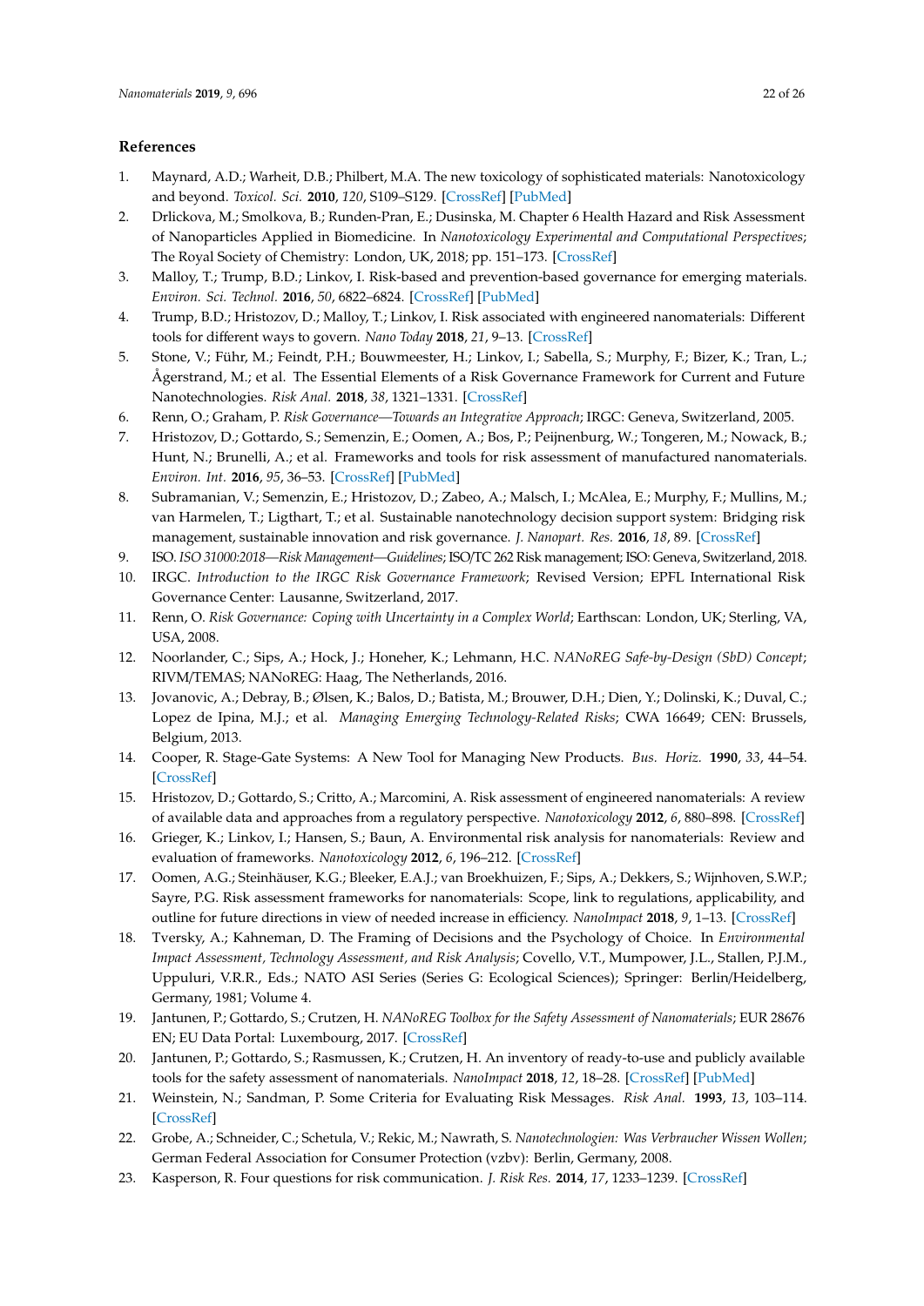## References

1. Maynard, A.D.; Warheit, D.B.; Philbert, M.A. The new toxicology of sophisticated materials: Nanotoxicology and beyond. *Toxicol. Sci.* **2010**, *120*, S109–S129. [CrossRef] [PubMed]
2. Drlickova, M.; Smolkova, B.; Runden-Pran, E.; Dusinska, M. Chapter 6 Health Hazard and Risk Assessment of Nanoparticles Applied in Biomedicine. In *Nanotoxicology Experimental and Computational Perspectives*; The Royal Society of Chemistry: London, UK, 2018; pp. 151–173. [CrossRef]
3. Malloy, T.; Trump, B.D.; Linkov, I. Risk-based and prevention-based governance for emerging materials. *Environ. Sci. Technol.* **2016**, *50*, 6822–6824. [CrossRef] [PubMed]
4. Trump, B.D.; Hristozov, D.; Malloy, T.; Linkov, I. Risk associated with engineered nanomaterials: Different tools for different ways to govern. *Nano Today* **2018**, *21*, 9–13. [CrossRef]
5. Stone, V.; Führ, M.; Feindt, P.H.; Bouwmeester, H.; Linkov, I.; Sabella, S.; Murphy, F.; Bizer, K.; Tran, L.; Ågerstrand, M.; et al. The Essential Elements of a Risk Governance Framework for Current and Future Nanotechnologies. *Risk Anal.* **2018**, *38*, 1321–1331. [CrossRef]
6. Renn, O.; Graham, P. *Risk Governance—Towards an Integrative Approach*; IRGC: Geneva, Switzerland, 2005.
7. Hristozov, D.; Gottardo, S.; Semenzin, E.; Oomen, A.; Bos, P.; Peijnenburg, W.; Tongeren, M.; Nowack, B.; Hunt, N.; Brunelli, A.; et al. Frameworks and tools for risk assessment of manufactured nanomaterials. *Environ. Int.* **2016**, *95*, 36–53. [CrossRef] [PubMed]
8. Subramanian, V.; Semenzin, E.; Hristozov, D.; Zabeo, A.; Malsch, I.; McAlea, E.; Murphy, F.; Mullins, M.; van Harmelen, T.; Ligthart, T.; et al. Sustainable nanotechnology decision support system: Bridging risk management, sustainable innovation and risk governance. *J. Nanopart. Res.* **2016**, *18*, 89. [CrossRef]
9. ISO. *ISO 31000:2018—Risk Management—Guidelines*; ISO/TC 262 Risk management; ISO: Geneva, Switzerland, 2018.
10. IRGC. *Introduction to the IRGC Risk Governance Framework*; Revised Version; EPFL International Risk Governance Center: Lausanne, Switzerland, 2017.
11. Renn, O. *Risk Governance: Coping with Uncertainty in a Complex World*; Earthscan: London, UK; Sterling, VA, USA, 2008.
12. Noorlander, C.; Sips, A.; Hock, J.; Honeher, K.; Lehmann, H.C. *NANoREG Safe-by-Design (SbD) Concept*; RIVM/TEMAS; NANoREG: Haag, The Netherlands, 2016.
13. Jovanovic, A.; Debray, B.; Ølsen, K.; Balos, D.; Batista, M.; Brouwer, D.H.; Dien, Y.; Dolinski, K.; Duval, C.; Lopez de Ipina, M.J.; et al. *Managing Emerging Technology-Related Risks*; CWA 16649; CEN: Brussels, Belgium, 2013.
14. Cooper, R. Stage-Gate Systems: A New Tool for Managing New Products. *Bus. Horiz.* **1990**, *33*, 44–54. [CrossRef]
15. Hristozov, D.; Gottardo, S.; Critto, A.; Marcomini, A. Risk assessment of engineered nanomaterials: A review of available data and approaches from a regulatory perspective. *Nanotoxicology* **2012**, *6*, 880–898. [CrossRef]
16. Grieger, K.; Linkov, I.; Hansen, S.; Baun, A. Environmental risk analysis for nanomaterials: Review and evaluation of frameworks. *Nanotoxicology* **2012**, *6*, 196–212. [CrossRef]
17. Oomen, A.G.; Steinhäuser, K.G.; Bleeker, E.A.J.; van Broekhuizen, F.; Sips, A.; Dekkers, S.; Wijnhoven, S.W.P.; Sayre, P.G. Risk assessment frameworks for nanomaterials: Scope, link to regulations, applicability, and outline for future directions in view of needed increase in efficiency. *NanoImpact* **2018**, *9*, 1–13. [CrossRef]
18. Tversky, A.; Kahneman, D. The Framing of Decisions and the Psychology of Choice. In *Environmental Impact Assessment, Technology Assessment, and Risk Analysis*; Covello, V.T., Mumpower, J.L., Stallen, P.J.M., Uppuluri, V.R.R., Eds.; NATO ASI Series (Series G: Ecological Sciences); Springer: Berlin/Heidelberg, Germany, 1981; Volume 4.
19. Jantunen, P.; Gottardo, S.; Crutzen, H. *NANoREG Toolbox for the Safety Assessment of Nanomaterials*; EUR 28676 EN; EU Data Portal: Luxembourg, 2017. [CrossRef]
20. Jantunen, P.; Gottardo, S.; Rasmussen, K.; Crutzen, H. An inventory of ready-to-use and publicly available tools for the safety assessment of nanomaterials. *NanoImpact* **2018**, *12*, 18–28. [CrossRef] [PubMed]
21. Weinstein, N.; Sandman, P. Some Criteria for Evaluating Risk Messages. *Risk Anal.* **1993**, *13*, 103–114. [CrossRef]
22. Grobe, A.; Schneider, C.; Schetula, V.; Rekic, M.; Nawrath, S. *Nanotechnologien: Was Verbraucher Wissen Wollen*; German Federal Association for Consumer Protection (vzbv): Berlin, Germany, 2008.
23. Kasperson, R. Four questions for risk communication. *J. Risk Res.* **2014**, *17*, 1233–1239. [CrossRef]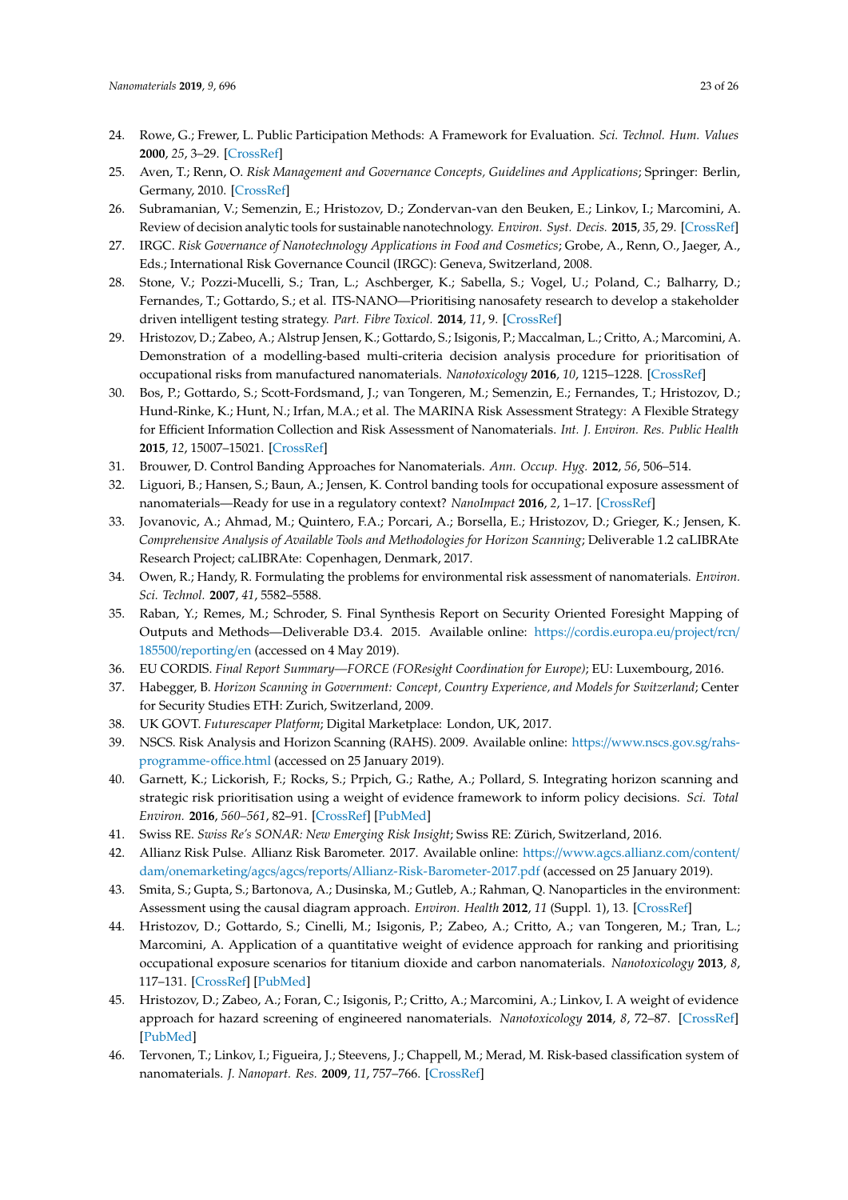24. Rowe, G.; Frewer, L. Public Participation Methods: A Framework for Evaluation. *Sci. Technol. Hum. Values* **2000**, *25*, 3–29. [CrossRef]
25. Aven, T.; Renn, O. *Risk Management and Governance Concepts, Guidelines and Applications*; Springer: Berlin, Germany, 2010. [CrossRef]
26. Subramanian, V.; Semenzin, E.; Hristozov, D.; Zondervan-van den Beuken, E.; Linkov, I.; Marcomini, A. Review of decision analytic tools for sustainable nanotechnology. *Environ. Syst. Decis.* **2015**, *35*, 29. [CrossRef]
27. IRGC. *Risk Governance of Nanotechnology Applications in Food and Cosmetics*; Grobe, A., Renn, O., Jaeger, A., Eds.; International Risk Governance Council (IRGC): Geneva, Switzerland, 2008.
28. Stone, V.; Pozzi-Mucelli, S.; Tran, L.; Aschberger, K.; Sabella, S.; Vogel, U.; Poland, C.; Balharry, D.; Fernandes, T.; Gottardo, S.; et al. ITS-NANO—Prioritising nanosafety research to develop a stakeholder driven intelligent testing strategy. *Part. Fibre Toxicol.* **2014**, *11*, 9. [CrossRef]
29. Hristozov, D.; Zabeo, A.; Alstrup Jensen, K.; Gottardo, S.; Isigonis, P.; Maccalman, L.; Critto, A.; Marcomini, A. Demonstration of a modelling-based multi-criteria decision analysis procedure for prioritisation of occupational risks from manufactured nanomaterials. *Nanotoxicology* **2016**, *10*, 1215–1228. [CrossRef]
30. Bos, P.; Gottardo, S.; Scott-Fordsmand, J.; van Tongeren, M.; Semenzin, E.; Fernandes, T.; Hristozov, D.; Hund-Rinke, K.; Hunt, N.; Irfan, M.A.; et al. The MARINA Risk Assessment Strategy: A Flexible Strategy for Efficient Information Collection and Risk Assessment of Nanomaterials. *Int. J. Environ. Res. Public Health* **2015**, *12*, 15007–15021. [CrossRef]
31. Brouwer, D. Control Banding Approaches for Nanomaterials. *Ann. Occup. Hyg.* **2012**, *56*, 506–514.
32. Liguori, B.; Hansen, S.; Baun, A.; Jensen, K. Control banding tools for occupational exposure assessment of nanomaterials—Ready for use in a regulatory context? *NanoImpact* **2016**, *2*, 1–17. [CrossRef]
33. Jovanovic, A.; Ahmad, M.; Quintero, F.A.; Porcari, A.; Borsella, E.; Hristozov, D.; Grieger, K.; Jensen, K. *Comprehensive Analysis of Available Tools and Methodologies for Horizon Scanning*; Deliverable 1.2 caLIBRAte Research Project; caLIBRAte: Copenhagen, Denmark, 2017.
34. Owen, R.; Handy, R. Formulating the problems for environmental risk assessment of nanomaterials. *Environ. Sci. Technol.* **2007**, *41*, 5582–5588.
35. Raban, Y.; Remes, M.; Schroder, S. Final Synthesis Report on Security Oriented Foresight Mapping of Outputs and Methods—Deliverable D3.4. 2015. Available online: https://cordis.europa.eu/project/rcn/185500/reporting/en (accessed on 4 May 2019).
36. EU CORDIS. *Final Report Summary—FORCE (FOResight Coordination for Europe)*; EU: Luxembourg, 2016.
37. Habegger, B. *Horizon Scanning in Government: Concept, Country Experience, and Models for Switzerland*; Center for Security Studies ETH: Zurich, Switzerland, 2009.
38. UK GOVT. *Futurescaper Platform*; Digital Marketplace: London, UK, 2017.
39. NSCS. Risk Analysis and Horizon Scanning (RAHS). 2009. Available online: https://www.nscs.gov.sg/rahs-programme-office.html (accessed on 25 January 2019).
40. Garnett, K.; Lickorish, F.; Rocks, S.; Prpich, G.; Rathe, A.; Pollard, S. Integrating horizon scanning and strategic risk prioritisation using a weight of evidence framework to inform policy decisions. *Sci. Total Environ.* **2016**, *560–561*, 82–91. [CrossRef] [PubMed]
41. Swiss RE. *Swiss Re's SONAR: New Emerging Risk Insight*; Swiss RE: Zürich, Switzerland, 2016.
42. Allianz Risk Pulse. Allianz Risk Barometer. 2017. Available online: https://www.agcs.allianz.com/content/dam/onemarketing/agcs/agcs/reports/Allianz-Risk-Barometer-2017.pdf (accessed on 25 January 2019).
43. Smita, S.; Gupta, S.; Bartonova, A.; Dusinska, M.; Gutleb, A.; Rahman, Q. Nanoparticles in the environment: Assessment using the causal diagram approach. *Environ. Health* **2012**, *11* (Suppl. 1), 13. [CrossRef]
44. Hristozov, D.; Gottardo, S.; Cinelli, M.; Isigonis, P.; Zabeo, A.; Critto, A.; van Tongeren, M.; Tran, L.; Marcomini, A. Application of a quantitative weight of evidence approach for ranking and prioritising occupational exposure scenarios for titanium dioxide and carbon nanomaterials. *Nanotoxicology* **2013**, *8*, 117–131. [CrossRef] [PubMed]
45. Hristozov, D.; Zabeo, A.; Foran, C.; Isigonis, P.; Critto, A.; Marcomini, A.; Linkov, I. A weight of evidence approach for hazard screening of engineered nanomaterials. *Nanotoxicology* **2014**, *8*, 72–87. [CrossRef] [PubMed]
46. Tervonen, T.; Linkov, I.; Figueira, J.; Steevens, J.; Chappell, M.; Merad, M. Risk-based classification system of nanomaterials. *J. Nanopart. Res.* **2009**, *11*, 757–766. [CrossRef]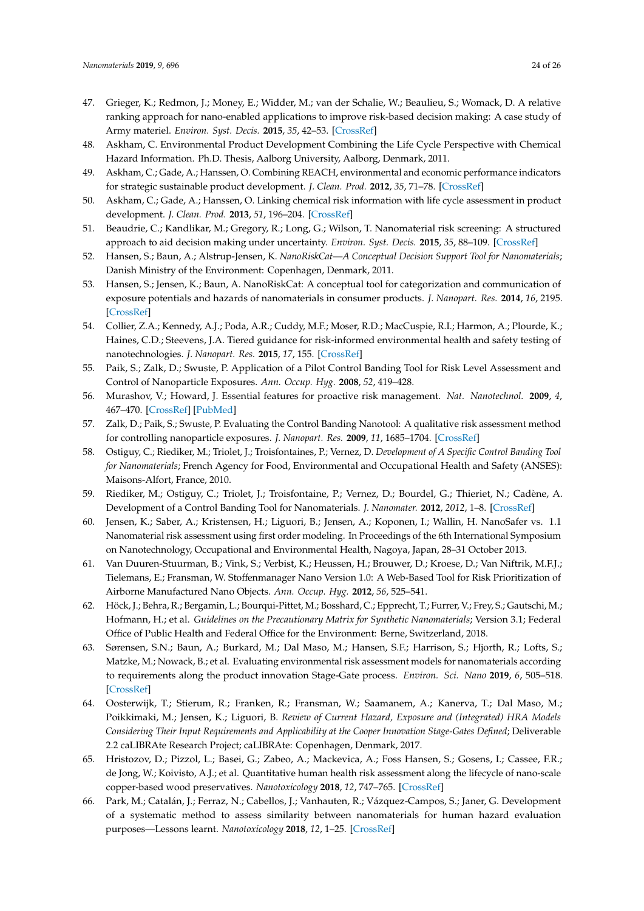47. Grieger, K.; Redmon, J.; Money, E.; Widder, M.; van der Schalie, W.; Beaulieu, S.; Womack, D. A relative ranking approach for nano-enabled applications to improve risk-based decision making: A case study of Army materiel. *Environ. Syst. Decis.* **2015**, *35*, 42–53. [CrossRef]
48. Askham, C. Environmental Product Development Combining the Life Cycle Perspective with Chemical Hazard Information. Ph.D. Thesis, Aalborg University, Aalborg, Denmark, 2011.
49. Askham, C.; Gade, A.; Hanssen, O. Combining REACH, environmental and economic performance indicators for strategic sustainable product development. *J. Clean. Prod.* **2012**, *35*, 71–78. [CrossRef]
50. Askham, C.; Gade, A.; Hanssen, O. Linking chemical risk information with life cycle assessment in product development. *J. Clean. Prod.* **2013**, *51*, 196–204. [CrossRef]
51. Beaudrie, C.; Kandlikar, M.; Gregory, R.; Long, G.; Wilson, T. Nanomaterial risk screening: A structured approach to aid decision making under uncertainty. *Environ. Syst. Decis.* **2015**, *35*, 88–109. [CrossRef]
52. Hansen, S.; Baun, A.; Alstrup-Jensen, K. *NanoRiskCat—A Conceptual Decision Support Tool for Nanomaterials*; Danish Ministry of the Environment: Copenhagen, Denmark, 2011.
53. Hansen, S.; Jensen, K.; Baun, A. NanoRiskCat: A conceptual tool for categorization and communication of exposure potentials and hazards of nanomaterials in consumer products. *J. Nanopart. Res.* **2014**, *16*, 2195. [CrossRef]
54. Collier, Z.A.; Kennedy, A.J.; Poda, A.R.; Cuddy, M.F.; Moser, R.D.; MacCuspie, R.I.; Harmon, A.; Plourde, K.; Haines, C.D.; Steevens, J.A. Tiered guidance for risk-informed environmental health and safety testing of nanotechnologies. *J. Nanopart. Res.* **2015**, *17*, 155. [CrossRef]
55. Paik, S.; Zalk, D.; Swuste, P. Application of a Pilot Control Banding Tool for Risk Level Assessment and Control of Nanoparticle Exposures. *Ann. Occup. Hyg.* **2008**, *52*, 419–428.
56. Murashov, V.; Howard, J. Essential features for proactive risk management. *Nat. Nanotechnol.* **2009**, *4*, 467–470. [CrossRef] [PubMed]
57. Zalk, D.; Paik, S.; Swuste, P. Evaluating the Control Banding Nanotool: A qualitative risk assessment method for controlling nanoparticle exposures. *J. Nanopart. Res.* **2009**, *11*, 1685–1704. [CrossRef]
58. Ostiguy, C.; Riediker, M.; Triolet, J.; Troisfontaines, P.; Vernez, D. *Development of A Specific Control Banding Tool for Nanomaterials*; French Agency for Food, Environmental and Occupational Health and Safety (ANSES): Maisons-Alfort, France, 2010.
59. Riediker, M.; Ostiguy, C.; Triolet, J.; Troisfontaine, P.; Vernez, D.; Bourdel, G.; Thieriet, N.; Cadène, A. Development of a Control Banding Tool for Nanomaterials. *J. Nanomater.* **2012**, *2012*, 1–8. [CrossRef]
60. Jensen, K.; Saber, A.; Kristensen, H.; Liguori, B.; Jensen, A.; Koponen, I.; Wallin, H. NanoSafer vs. 1.1 Nanomaterial risk assessment using first order modeling. In Proceedings of the 6th International Symposium on Nanotechnology, Occupational and Environmental Health, Nagoya, Japan, 28–31 October 2013.
61. Van Duuren-Stuurman, B.; Vink, S.; Verbist, K.; Heussen, H.; Brouwer, D.; Kroese, D.; Van Niftrik, M.F.J.; Tielemans, E.; Fransman, W. Stoffenmanager Nano Version 1.0: A Web-Based Tool for Risk Prioritization of Airborne Manufactured Nano Objects. *Ann. Occup. Hyg.* **2012**, *56*, 525–541.
62. Höck, J.; Behra, R.; Bergamin, L.; Bourqui-Pittet, M.; Bosshard, C.; Epprecht, T.; Furrer, V.; Frey, S.; Gautschi, M.; Hofmann, H.; et al. *Guidelines on the Precautionary Matrix for Synthetic Nanomaterials*; Version 3.1; Federal Office of Public Health and Federal Office for the Environment: Berne, Switzerland, 2018.
63. Sørensen, S.N.; Baun, A.; Burkard, M.; Dal Maso, M.; Hansen, S.F.; Harrison, S.; Hjorth, R.; Lofts, S.; Matzke, M.; Nowack, B.; et al. Evaluating environmental risk assessment models for nanomaterials according to requirements along the product innovation Stage-Gate process. *Environ. Sci. Nano* **2019**, *6*, 505–518. [CrossRef]
64. Oosterwijk, T.; Stierum, R.; Franken, R.; Fransman, W.; Saamanem, A.; Kanerva, T.; Dal Maso, M.; Poikkimaki, M.; Jensen, K.; Liguori, B. *Review of Current Hazard, Exposure and (Integrated) HRA Models Considering Their Input Requirements and Applicability at the Cooper Innovation Stage-Gates Defined*; Deliverable 2.2 caLIBRAte Research Project; caLIBRAte: Copenhagen, Denmark, 2017.
65. Hristozov, D.; Pizzol, L.; Basei, G.; Zabeo, A.; Mackevica, A.; Foss Hansen, S.; Gosens, I.; Cassee, F.R.; de Jong, W.; Koivisto, A.J.; et al. Quantitative human health risk assessment along the lifecycle of nano-scale copper-based wood preservatives. *Nanotoxicology* **2018**, *12*, 747–765. [CrossRef]
66. Park, M.; Catalán, J.; Ferraz, N.; Cabellos, J.; Vanhauten, R.; Vázquez-Campos, S.; Janer, G. Development of a systematic method to assess similarity between nanomaterials for human hazard evaluation purposes—Lessons learnt. *Nanotoxicology* **2018**, *12*, 1–25. [CrossRef]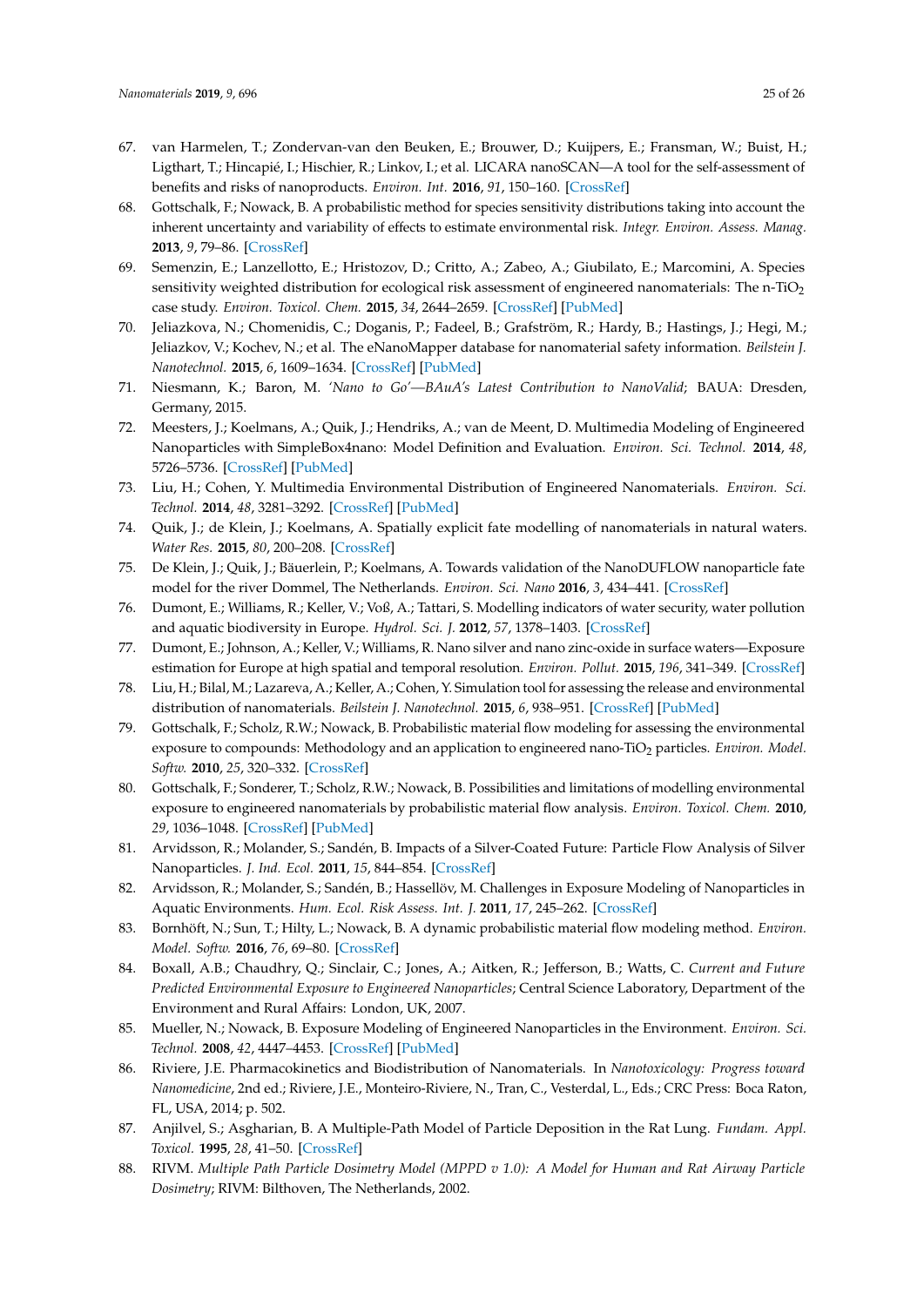67. van Harmelen, T.; Zondervan-van den Beuken, E.; Brouwer, D.; Kuijpers, E.; Fransman, W.; Buist, H.; Ligthart, T.; Hincapié, I.; Hischier, R.; Linkov, I.; et al. LICARA nanoSCAN—A tool for the self-assessment of benefits and risks of nanoproducts. *Environ. Int.* **2016**, *91*, 150–160. [CrossRef]
68. Gottschalk, F.; Nowack, B. A probabilistic method for species sensitivity distributions taking into account the inherent uncertainty and variability of effects to estimate environmental risk. *Integr. Environ. Assess. Manag.* **2013**, *9*, 79–86. [CrossRef]
69. Semenzin, E.; Lanzellotto, E.; Hristozov, D.; Critto, A.; Zabeo, A.; Giubilato, E.; Marcomini, A. Species sensitivity weighted distribution for ecological risk assessment of engineered nanomaterials: The n-$TiO_2$ case study. *Environ. Toxicol. Chem.* **2015**, *34*, 2644–2659. [CrossRef] [PubMed]
70. Jeliazkova, N.; Chomenidis, C.; Doganis, P.; Fadeel, B.; Grafström, R.; Hardy, B.; Hastings, J.; Hegi, M.; Jeliazkov, V.; Kochev, N.; et al. The eNanoMapper database for nanomaterial safety information. *Beilstein J. Nanotechnol.* **2015**, *6*, 1609–1634. [CrossRef] [PubMed]
71. Niesmann, K.; Baron, M. *'Nano to Go'—BAuA's Latest Contribution to NanoValid*; BAUA: Dresden, Germany, 2015.
72. Meesters, J.; Koelmans, A.; Quik, J.; Hendriks, A.; van de Meent, D. Multimedia Modeling of Engineered Nanoparticles with SimpleBox4nano: Model Definition and Evaluation. *Environ. Sci. Technol.* **2014**, *48*, 5726–5736. [CrossRef] [PubMed]
73. Liu, H.; Cohen, Y. Multimedia Environmental Distribution of Engineered Nanomaterials. *Environ. Sci. Technol.* **2014**, *48*, 3281–3292. [CrossRef] [PubMed]
74. Quik, J.; de Klein, J.; Koelmans, A. Spatially explicit fate modelling of nanomaterials in natural waters. *Water Res.* **2015**, *80*, 200–208. [CrossRef]
75. De Klein, J.; Quik, J.; Bäuerlein, P.; Koelmans, A. Towards validation of the NanoDUFLOW nanoparticle fate model for the river Dommel, The Netherlands. *Environ. Sci. Nano* **2016**, *3*, 434–441. [CrossRef]
76. Dumont, E.; Williams, R.; Keller, V.; Voß, A.; Tattari, S. Modelling indicators of water security, water pollution and aquatic biodiversity in Europe. *Hydrol. Sci. J.* **2012**, *57*, 1378–1403. [CrossRef]
77. Dumont, E.; Johnson, A.; Keller, V.; Williams, R. Nano silver and nano zinc-oxide in surface waters—Exposure estimation for Europe at high spatial and temporal resolution. *Environ. Pollut.* **2015**, *196*, 341–349. [CrossRef]
78. Liu, H.; Bilal, M.; Lazareva, A.; Keller, A.; Cohen, Y. Simulation tool for assessing the release and environmental distribution of nanomaterials. *Beilstein J. Nanotechnol.* **2015**, *6*, 938–951. [CrossRef] [PubMed]
79. Gottschalk, F.; Scholz, R.W.; Nowack, B. Probabilistic material flow modeling for assessing the environmental exposure to compounds: Methodology and an application to engineered nano-$TiO_2$ particles. *Environ. Model. Softw.* **2010**, *25*, 320–332. [CrossRef]
80. Gottschalk, F.; Sonderer, T.; Scholz, R.W.; Nowack, B. Possibilities and limitations of modelling environmental exposure to engineered nanomaterials by probabilistic material flow analysis. *Environ. Toxicol. Chem.* **2010**, *29*, 1036–1048. [CrossRef] [PubMed]
81. Arvidsson, R.; Molander, S.; Sandén, B. Impacts of a Silver-Coated Future: Particle Flow Analysis of Silver Nanoparticles. *J. Ind. Ecol.* **2011**, *15*, 844–854. [CrossRef]
82. Arvidsson, R.; Molander, S.; Sandén, B.; Hassellöv, M. Challenges in Exposure Modeling of Nanoparticles in Aquatic Environments. *Hum. Ecol. Risk Assess. Int. J.* **2011**, *17*, 245–262. [CrossRef]
83. Bornhöft, N.; Sun, T.; Hilty, L.; Nowack, B. A dynamic probabilistic material flow modeling method. *Environ. Model. Softw.* **2016**, *76*, 69–80. [CrossRef]
84. Boxall, A.B.; Chaudhry, Q.; Sinclair, C.; Jones, A.; Aitken, R.; Jefferson, B.; Watts, C. *Current and Future Predicted Environmental Exposure to Engineered Nanoparticles*; Central Science Laboratory, Department of the Environment and Rural Affairs: London, UK, 2007.
85. Mueller, N.; Nowack, B. Exposure Modeling of Engineered Nanoparticles in the Environment. *Environ. Sci. Technol.* **2008**, *42*, 4447–4453. [CrossRef] [PubMed]
86. Riviere, J.E. Pharmacokinetics and Biodistribution of Nanomaterials. In *Nanotoxicology: Progress toward Nanomedicine*, 2nd ed.; Riviere, J.E., Monteiro-Riviere, N., Tran, C., Vesterdal, L., Eds.; CRC Press: Boca Raton, FL, USA, 2014; p. 502.
87. Anjilvel, S.; Asgharian, B. A Multiple-Path Model of Particle Deposition in the Rat Lung. *Fundam. Appl. Toxicol.* **1995**, *28*, 41–50. [CrossRef]
88. RIVM. *Multiple Path Particle Dosimetry Model (MPPD v 1.0): A Model for Human and Rat Airway Particle Dosimetry*; RIVM: Bilthoven, The Netherlands, 2002.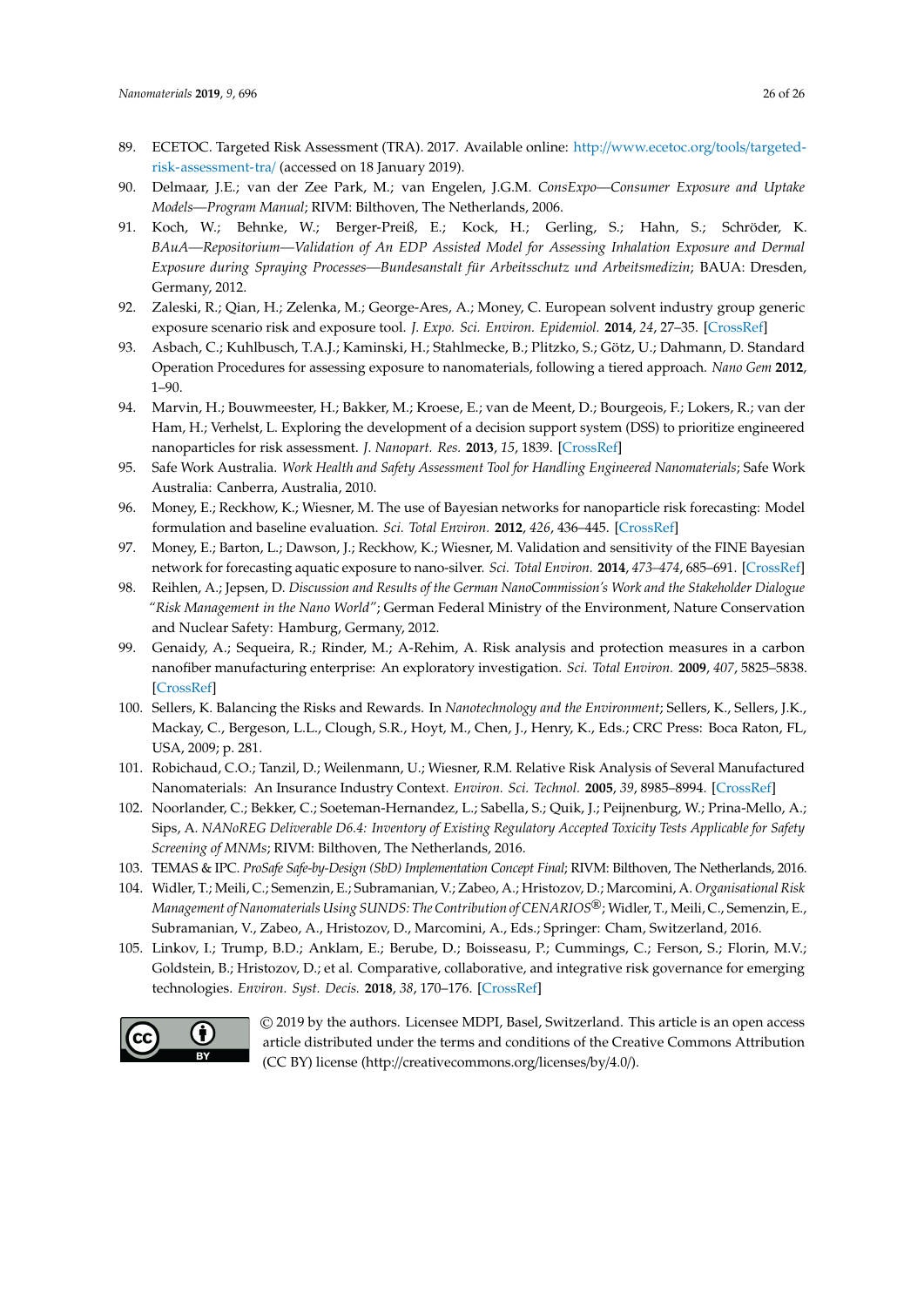89. ECETOC. Targeted Risk Assessment (TRA). 2017. Available online: http://www.ecetoc.org/tools/targeted-risk-assessment-tra/ (accessed on 18 January 2019).
90. Delmaar, J.E.; van der Zee Park, M.; van Engelen, J.G.M. *ConsExpo—Consumer Exposure and Uptake Models—Program Manual*; RIVM: Bilthoven, The Netherlands, 2006.
91. Koch, W.; Behnke, W.; Berger-Preiß, E.; Kock, H.; Gerling, S.; Hahn, S.; Schröder, K. *BAuA—Repositorium—Validation of An EDP Assisted Model for Assessing Inhalation Exposure and Dermal Exposure during Spraying Processes—Bundesanstalt für Arbeitsschutz und Arbeitsmedizin*; BAUA: Dresden, Germany, 2012.
92. Zaleski, R.; Qian, H.; Zelenka, M.; George-Ares, A.; Money, C. European solvent industry group generic exposure scenario risk and exposure tool. *J. Expo. Sci. Environ. Epidemiol.* **2014**, *24*, 27–35. [CrossRef]
93. Asbach, C.; Kuhlbusch, T.A.J.; Kaminski, H.; Stahlmecke, B.; Plitzko, S.; Götz, U.; Dahmann, D. Standard Operation Procedures for assessing exposure to nanomaterials, following a tiered approach. *Nano Gem* **2012**, 1–90.
94. Marvin, H.; Bouwmeester, H.; Bakker, M.; Kroese, E.; van de Meent, D.; Bourgeois, F.; Lokers, R.; van der Ham, H.; Verhelst, L. Exploring the development of a decision support system (DSS) to prioritize engineered nanoparticles for risk assessment. *J. Nanopart. Res.* **2013**, *15*, 1839. [CrossRef]
95. Safe Work Australia. *Work Health and Safety Assessment Tool for Handling Engineered Nanomaterials*; Safe Work Australia: Canberra, Australia, 2010.
96. Money, E.; Reckhow, K.; Wiesner, M. The use of Bayesian networks for nanoparticle risk forecasting: Model formulation and baseline evaluation. *Sci. Total Environ.* **2012**, *426*, 436–445. [CrossRef]
97. Money, E.; Barton, L.; Dawson, J.; Reckhow, K.; Wiesner, M. Validation and sensitivity of the FINE Bayesian network for forecasting aquatic exposure to nano-silver. *Sci. Total Environ.* **2014**, *473–474*, 685–691. [CrossRef]
98. Reihlen, A.; Jepsen, D. *Discussion and Results of the German NanoCommission's Work and the Stakeholder Dialogue "Risk Management in the Nano World"*; German Federal Ministry of the Environment, Nature Conservation and Nuclear Safety: Hamburg, Germany, 2012.
99. Genaidy, A.; Sequeira, R.; Rinder, M.; A-Rehim, A. Risk analysis and protection measures in a carbon nanofiber manufacturing enterprise: An exploratory investigation. *Sci. Total Environ.* **2009**, *407*, 5825–5838. [CrossRef]
100. Sellers, K. Balancing the Risks and Rewards. In *Nanotechnology and the Environment*; Sellers, K., Sellers, J.K., Mackay, C., Bergeson, L.L., Clough, S.R., Hoyt, M., Chen, J., Henry, K., Eds.; CRC Press: Boca Raton, FL, USA, 2009; p. 281.
101. Robichaud, C.O.; Tanzil, D.; Weilenmann, U.; Wiesner, R.M. Relative Risk Analysis of Several Manufactured Nanomaterials: An Insurance Industry Context. *Environ. Sci. Technol.* **2005**, *39*, 8985–8994. [CrossRef]
102. Noorlander, C.; Bekker, C.; Soeteman-Hernandez, L.; Sabella, S.; Quik, J.; Peijnenburg, W.; Prina-Mello, A.; Sips, A. *NANoREG Deliverable D6.4: Inventory of Existing Regulatory Accepted Toxicity Tests Applicable for Safety Screening of MNMs*; RIVM: Bilthoven, The Netherlands, 2016.
103. TEMAS & IPC. *ProSafe Safe-by-Design (SbD) Implementation Concept Final*; RIVM: Bilthoven, The Netherlands, 2016.
104. Widler, T.; Meili, C.; Semenzin, E.; Subramanian, V.; Zabeo, A.; Hristozov, D.; Marcomini, A. *Organisational Risk Management of Nanomaterials Using SUNDS: The Contribution of CENARIOS®*; Widler, T., Meili, C., Semenzin, E., Subramanian, V., Zabeo, A., Hristozov, D., Marcomini, A., Eds.; Springer: Cham, Switzerland, 2016.
105. Linkov, I.; Trump, B.D.; Anklam, E.; Berube, D.; Boisseasu, P.; Cummings, C.; Ferson, S.; Florin, M.V.; Goldstein, B.; Hristozov, D.; et al. Comparative, collaborative, and integrative risk governance for emerging technologies. *Environ. Syst. Decis.* **2018**, *38*, 170–176. [CrossRef]

© 2019 by the authors. Licensee MDPI, Basel, Switzerland. This article is an open access article distributed under the terms and conditions of the Creative Commons Attribution (CC BY) license (http://creativecommons.org/licenses/by/4.0/).